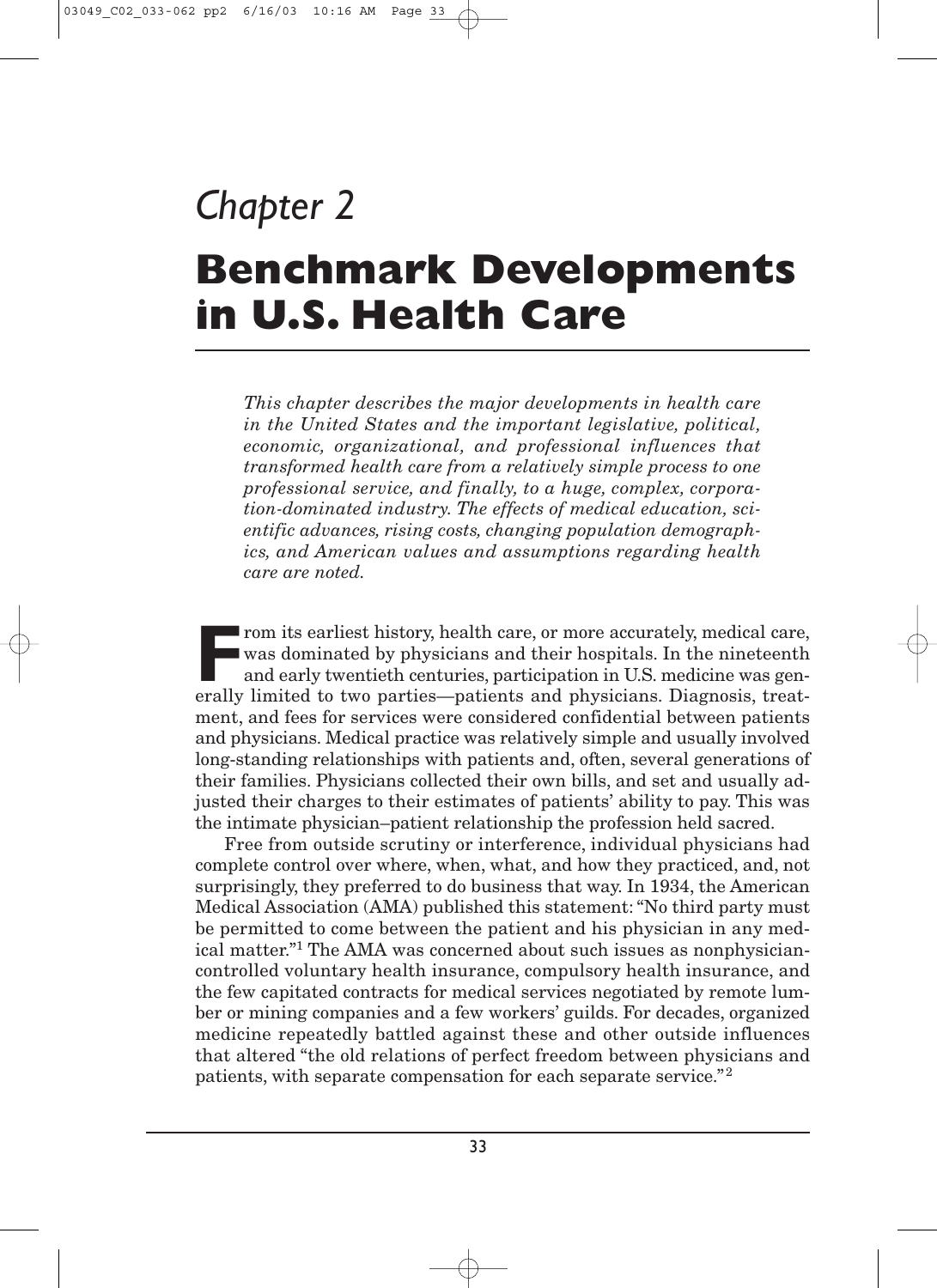*Chapter 2*

# Benchmark Developments in U.S. Health Care

*This chapter describes the major developments in health care in the United States and the important legislative, political, economic, organizational, and professional influences that transformed health care from a relatively simple process to one professional service, and finally, to a huge, complex, corporation-dominated industry. The effects of medical education, scientific advances, rising costs, changing population demographics, and American values and assumptions regarding health care are noted.*

From its earliest history, health care, or more accurately, medical care, was dominated by physicians and their hospitals. In the nineteenth and early twentieth centuries, participation in U.S. medicine was generally limited to two parties—patients and physicians. Diagnosis, treatment, and fees for services were considered confidential between patients and physicians. Medical practice was relatively simple and usually involved long-standing relationships with patients and, often, several generations of their families. Physicians collected their own bills, and set and usually adjusted their charges to their estimates of patients' ability to pay. This was the intimate physician–patient relationship the profession held sacred.

Free from outside scrutiny or interference, individual physicians had complete control over where, when, what, and how they practiced, and, not surprisingly, they preferred to do business that way. In 1934, the American Medical Association (AMA) published this statement: "No third party must be permitted to come between the patient and his physician in any medical matter."[1] The AMA was concerned about such issues as nonphysician-controlled voluntary health insurance, compulsory health insurance, and the few capitated contracts for medical services negotiated by remote lumber or mining companies and a few workers' guilds. For decades, organized medicine repeatedly battled against these and other outside influences that altered "the old relations of perfect freedom between physicians and patients, with separate compensation for each separate service."[2]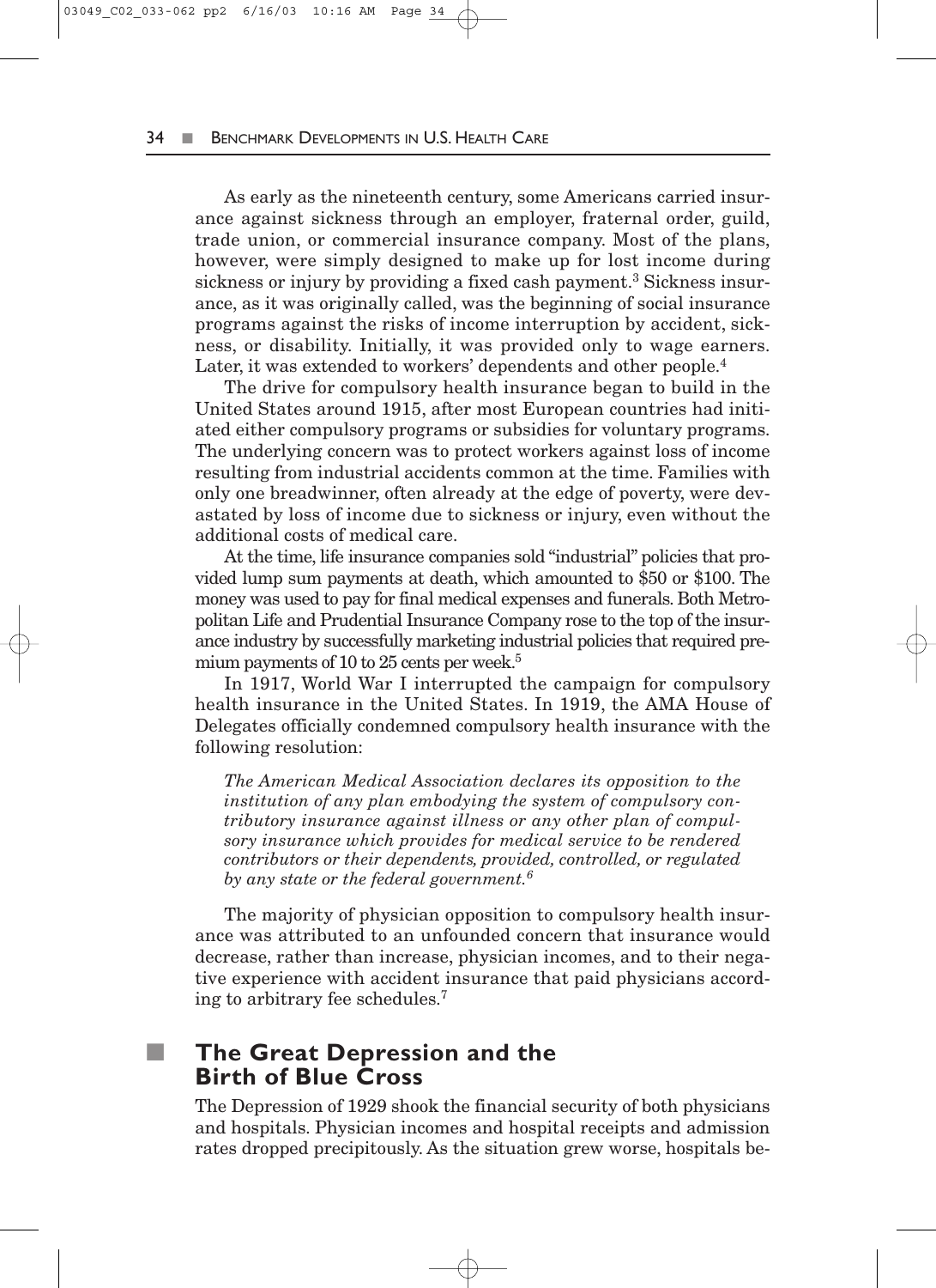As early as the nineteenth century, some Americans carried insurance against sickness through an employer, fraternal order, guild, trade union, or commercial insurance company. Most of the plans, however, were simply designed to make up for lost income during sickness or injury by providing a fixed cash payment.[3] Sickness insurance, as it was originally called, was the beginning of social insurance programs against the risks of income interruption by accident, sickness, or disability. Initially, it was provided only to wage earners. Later, it was extended to workers' dependents and other people.[4]

The drive for compulsory health insurance began to build in the United States around 1915, after most European countries had initiated either compulsory programs or subsidies for voluntary programs. The underlying concern was to protect workers against loss of income resulting from industrial accidents common at the time. Families with only one breadwinner, often already at the edge of poverty, were devastated by loss of income due to sickness or injury, even without the additional costs of medical care.

At the time, life insurance companies sold "industrial" policies that provided lump sum payments at death, which amounted to $50 or $100. The money was used to pay for final medical expenses and funerals. Both Metropolitan Life and Prudential Insurance Company rose to the top of the insurance industry by successfully marketing industrial policies that required premium payments of 10 to 25 cents per week.[5]

In 1917, World War I interrupted the campaign for compulsory health insurance in the United States. In 1919, the AMA House of Delegates officially condemned compulsory health insurance with the following resolution:

> *The American Medical Association declares its opposition to the institution of any plan embodying the system of compulsory contributory insurance against illness or any other plan of compulsory insurance which provides for medical service to be rendered contributors or their dependents, provided, controlled, or regulated by any state or the federal government.*[6]

The majority of physician opposition to compulsory health insurance was attributed to an unfounded concern that insurance would decrease, rather than increase, physician incomes, and to their negative experience with accident insurance that paid physicians according to arbitrary fee schedules.[7]

## The Great Depression and the Birth of Blue Cross

The Depression of 1929 shook the financial security of both physicians and hospitals. Physician incomes and hospital receipts and admission rates dropped precipitously. As the situation grew worse, hospitals be-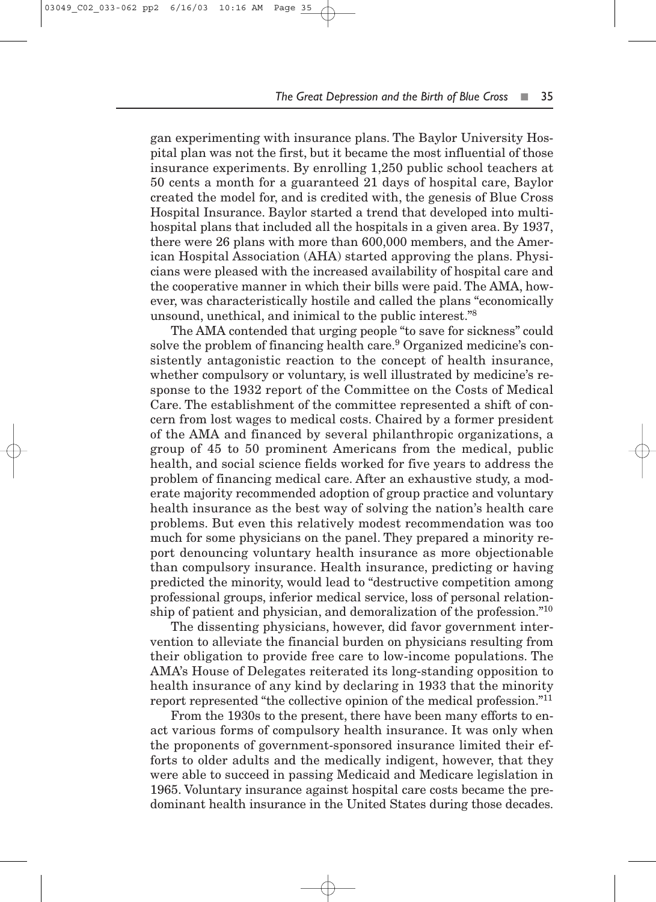gan experimenting with insurance plans. The Baylor University Hospital plan was not the first, but it became the most influential of those insurance experiments. By enrolling 1,250 public school teachers at 50 cents a month for a guaranteed 21 days of hospital care, Baylor created the model for, and is credited with, the genesis of Blue Cross Hospital Insurance. Baylor started a trend that developed into multihospital plans that included all the hospitals in a given area. By 1937, there were 26 plans with more than 600,000 members, and the American Hospital Association (AHA) started approving the plans. Physicians were pleased with the increased availability of hospital care and the cooperative manner in which their bills were paid. The AMA, however, was characteristically hostile and called the plans "economically unsound, unethical, and inimical to the public interest."[8]

The AMA contended that urging people "to save for sickness" could solve the problem of financing health care.[9] Organized medicine's consistently antagonistic reaction to the concept of health insurance, whether compulsory or voluntary, is well illustrated by medicine's response to the 1932 report of the Committee on the Costs of Medical Care. The establishment of the committee represented a shift of concern from lost wages to medical costs. Chaired by a former president of the AMA and financed by several philanthropic organizations, a group of 45 to 50 prominent Americans from the medical, public health, and social science fields worked for five years to address the problem of financing medical care. After an exhaustive study, a moderate majority recommended adoption of group practice and voluntary health insurance as the best way of solving the nation's health care problems. But even this relatively modest recommendation was too much for some physicians on the panel. They prepared a minority report denouncing voluntary health insurance as more objectionable than compulsory insurance. Health insurance, predicting or having predicted the minority, would lead to "destructive competition among professional groups, inferior medical service, loss of personal relationship of patient and physician, and demoralization of the profession."[10]

The dissenting physicians, however, did favor government intervention to alleviate the financial burden on physicians resulting from their obligation to provide free care to low-income populations. The AMA's House of Delegates reiterated its long-standing opposition to health insurance of any kind by declaring in 1933 that the minority report represented "the collective opinion of the medical profession."[11]

From the 1930s to the present, there have been many efforts to enact various forms of compulsory health insurance. It was only when the proponents of government-sponsored insurance limited their efforts to older adults and the medically indigent, however, that they were able to succeed in passing Medicaid and Medicare legislation in 1965. Voluntary insurance against hospital care costs became the predominant health insurance in the United States during those decades.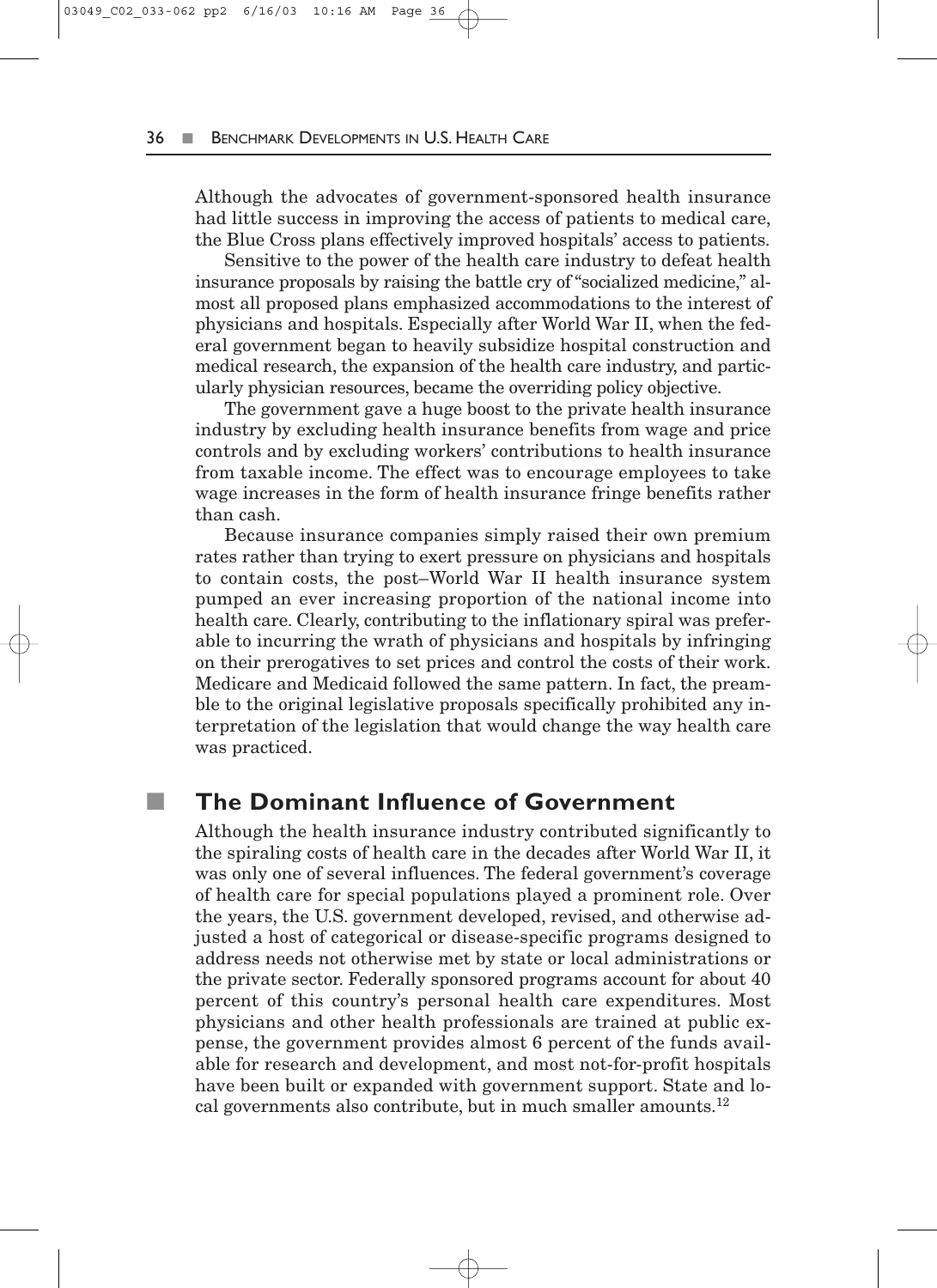Although the advocates of government-sponsored health insurance had little success in improving the access of patients to medical care, the Blue Cross plans effectively improved hospitals' access to patients.

Sensitive to the power of the health care industry to defeat health insurance proposals by raising the battle cry of "socialized medicine," almost all proposed plans emphasized accommodations to the interest of physicians and hospitals. Especially after World War II, when the federal government began to heavily subsidize hospital construction and medical research, the expansion of the health care industry, and particularly physician resources, became the overriding policy objective.

The government gave a huge boost to the private health insurance industry by excluding health insurance benefits from wage and price controls and by excluding workers' contributions to health insurance from taxable income. The effect was to encourage employees to take wage increases in the form of health insurance fringe benefits rather than cash.

Because insurance companies simply raised their own premium rates rather than trying to exert pressure on physicians and hospitals to contain costs, the post–World War II health insurance system pumped an ever increasing proportion of the national income into health care. Clearly, contributing to the inflationary spiral was preferable to incurring the wrath of physicians and hospitals by infringing on their prerogatives to set prices and control the costs of their work. Medicare and Medicaid followed the same pattern. In fact, the preamble to the original legislative proposals specifically prohibited any interpretation of the legislation that would change the way health care was practiced.

## The Dominant Influence of Government

Although the health insurance industry contributed significantly to the spiraling costs of health care in the decades after World War II, it was only one of several influences. The federal government's coverage of health care for special populations played a prominent role. Over the years, the U.S. government developed, revised, and otherwise adjusted a host of categorical or disease-specific programs designed to address needs not otherwise met by state or local administrations or the private sector. Federally sponsored programs account for about 40 percent of this country's personal health care expenditures. Most physicians and other health professionals are trained at public expense, the government provides almost 6 percent of the funds available for research and development, and most not-for-profit hospitals have been built or expanded with government support. State and local governments also contribute, but in much smaller amounts.[12]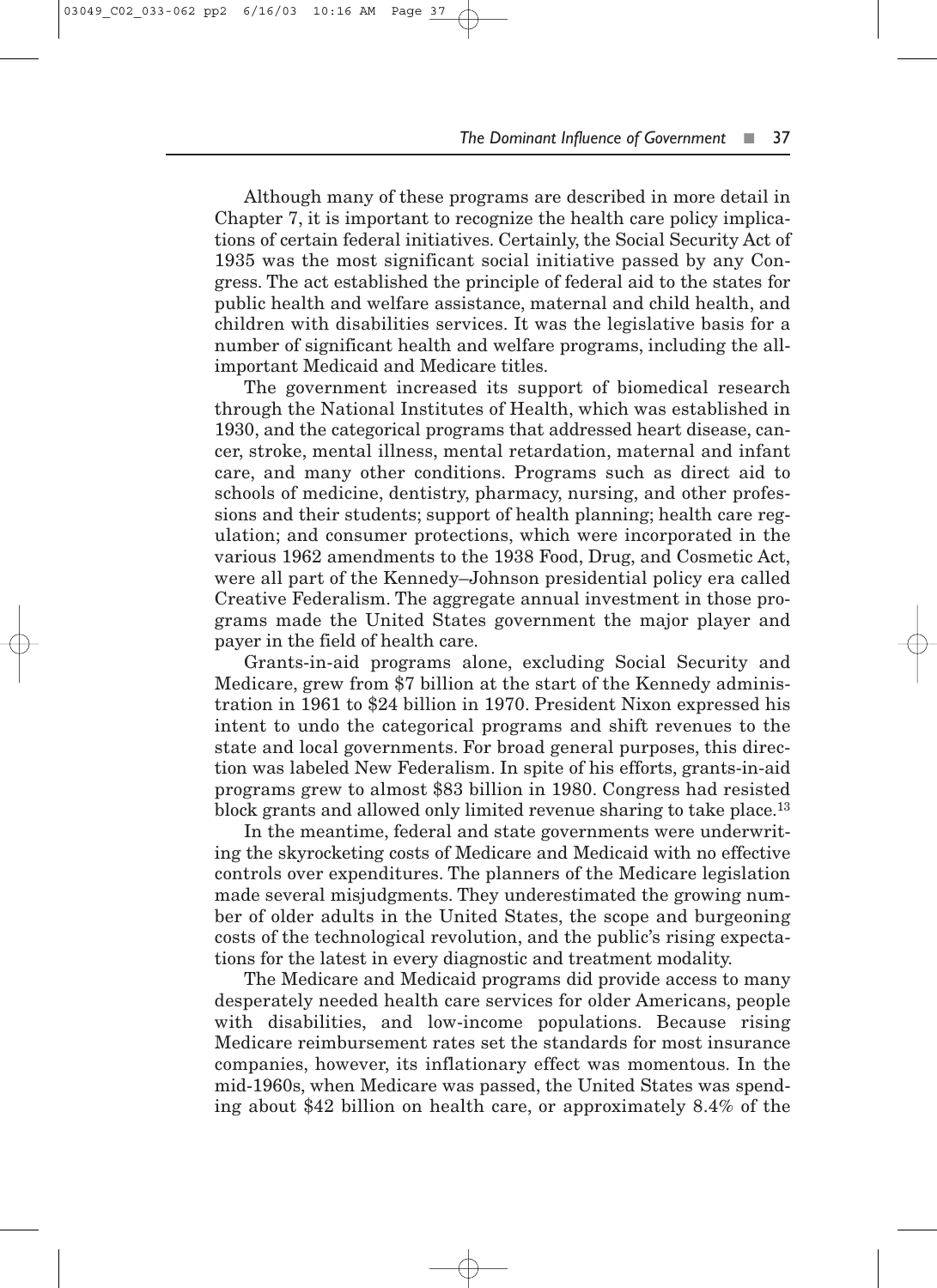Although many of these programs are described in more detail in Chapter 7, it is important to recognize the health care policy implications of certain federal initiatives. Certainly, the Social Security Act of 1935 was the most significant social initiative passed by any Congress. The act established the principle of federal aid to the states for public health and welfare assistance, maternal and child health, and children with disabilities services. It was the legislative basis for a number of significant health and welfare programs, including the all-important Medicaid and Medicare titles.

The government increased its support of biomedical research through the National Institutes of Health, which was established in 1930, and the categorical programs that addressed heart disease, cancer, stroke, mental illness, mental retardation, maternal and infant care, and many other conditions. Programs such as direct aid to schools of medicine, dentistry, pharmacy, nursing, and other professions and their students; support of health planning; health care regulation; and consumer protections, which were incorporated in the various 1962 amendments to the 1938 Food, Drug, and Cosmetic Act, were all part of the Kennedy–Johnson presidential policy era called Creative Federalism. The aggregate annual investment in those programs made the United States government the major player and payer in the field of health care.

Grants-in-aid programs alone, excluding Social Security and Medicare, grew from $7 billion at the start of the Kennedy administration in 1961 to $24 billion in 1970. President Nixon expressed his intent to undo the categorical programs and shift revenues to the state and local governments. For broad general purposes, this direction was labeled New Federalism. In spite of his efforts, grants-in-aid programs grew to almost $83 billion in 1980. Congress had resisted block grants and allowed only limited revenue sharing to take place.[13]

In the meantime, federal and state governments were underwriting the skyrocketing costs of Medicare and Medicaid with no effective controls over expenditures. The planners of the Medicare legislation made several misjudgments. They underestimated the growing number of older adults in the United States, the scope and burgeoning costs of the technological revolution, and the public's rising expectations for the latest in every diagnostic and treatment modality.

The Medicare and Medicaid programs did provide access to many desperately needed health care services for older Americans, people with disabilities, and low-income populations. Because rising Medicare reimbursement rates set the standards for most insurance companies, however, its inflationary effect was momentous. In the mid-1960s, when Medicare was passed, the United States was spending about $42 billion on health care, or approximately 8.4% of the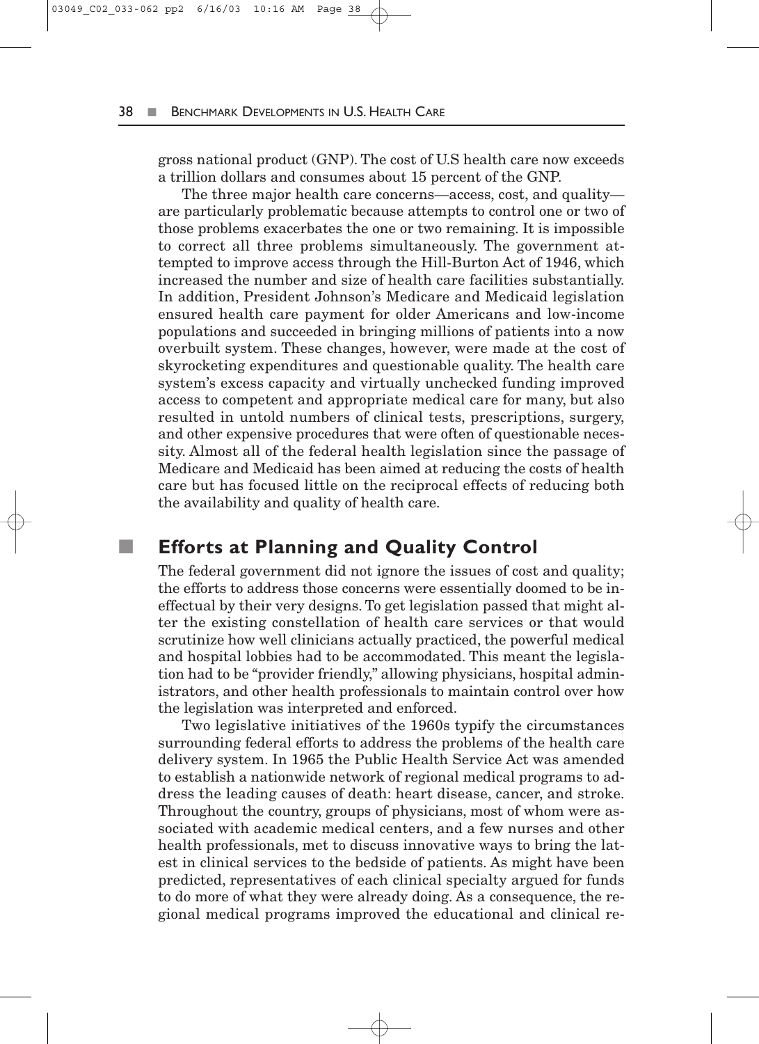gross national product (GNP). The cost of U.S health care now exceeds a trillion dollars and consumes about 15 percent of the GNP.

The three major health care concerns—access, cost, and quality—are particularly problematic because attempts to control one or two of those problems exacerbates the one or two remaining. It is impossible to correct all three problems simultaneously. The government attempted to improve access through the Hill-Burton Act of 1946, which increased the number and size of health care facilities substantially. In addition, President Johnson's Medicare and Medicaid legislation ensured health care payment for older Americans and low-income populations and succeeded in bringing millions of patients into a now overbuilt system. These changes, however, were made at the cost of skyrocketing expenditures and questionable quality. The health care system's excess capacity and virtually unchecked funding improved access to competent and appropriate medical care for many, but also resulted in untold numbers of clinical tests, prescriptions, surgery, and other expensive procedures that were often of questionable necessity. Almost all of the federal health legislation since the passage of Medicare and Medicaid has been aimed at reducing the costs of health care but has focused little on the reciprocal effects of reducing both the availability and quality of health care.

## Efforts at Planning and Quality Control

The federal government did not ignore the issues of cost and quality; the efforts to address those concerns were essentially doomed to be ineffectual by their very designs. To get legislation passed that might alter the existing constellation of health care services or that would scrutinize how well clinicians actually practiced, the powerful medical and hospital lobbies had to be accommodated. This meant the legislation had to be "provider friendly," allowing physicians, hospital administrators, and other health professionals to maintain control over how the legislation was interpreted and enforced.

Two legislative initiatives of the 1960s typify the circumstances surrounding federal efforts to address the problems of the health care delivery system. In 1965 the Public Health Service Act was amended to establish a nationwide network of regional medical programs to address the leading causes of death: heart disease, cancer, and stroke. Throughout the country, groups of physicians, most of whom were associated with academic medical centers, and a few nurses and other health professionals, met to discuss innovative ways to bring the latest in clinical services to the bedside of patients. As might have been predicted, representatives of each clinical specialty argued for funds to do more of what they were already doing. As a consequence, the regional medical programs improved the educational and clinical re-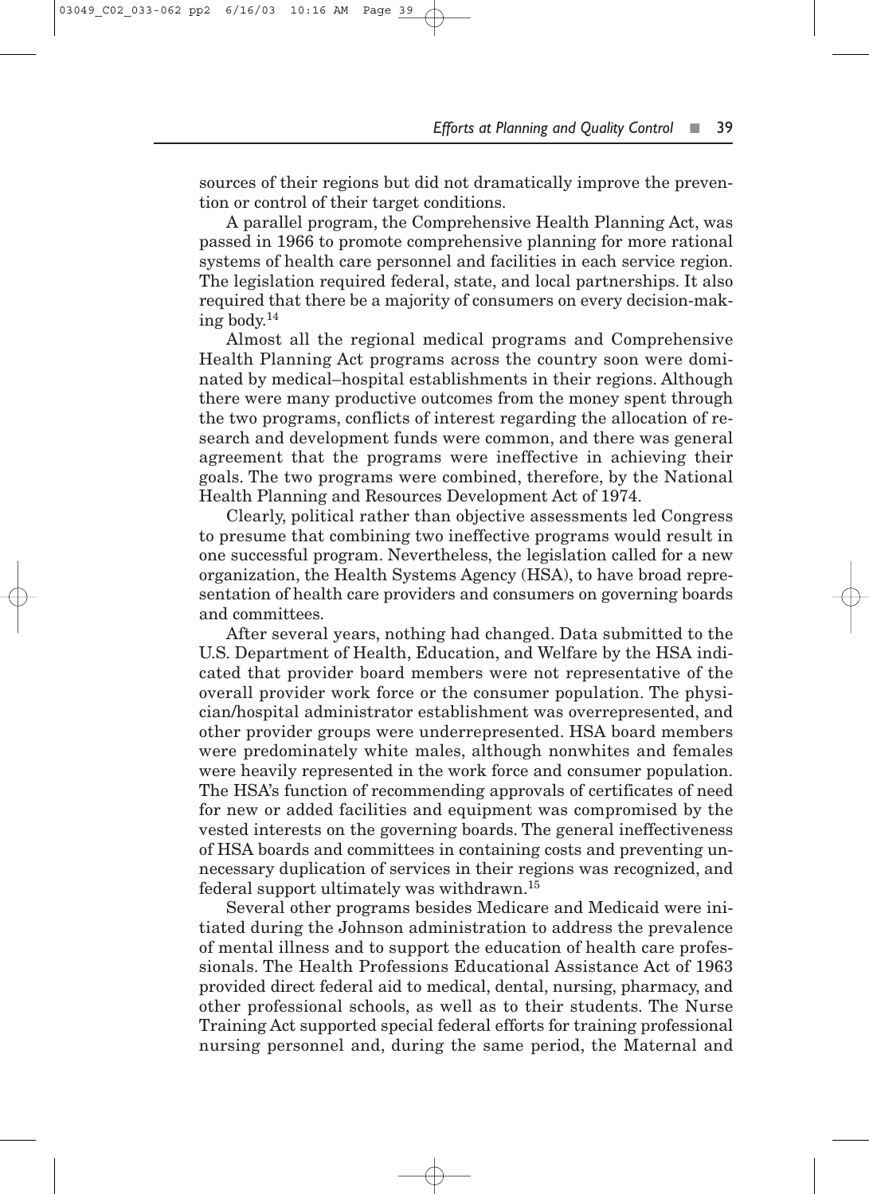sources of their regions but did not dramatically improve the prevention or control of their target conditions.

A parallel program, the Comprehensive Health Planning Act, was passed in 1966 to promote comprehensive planning for more rational systems of health care personnel and facilities in each service region. The legislation required federal, state, and local partnerships. It also required that there be a majority of consumers on every decision-making body.[14]

Almost all the regional medical programs and Comprehensive Health Planning Act programs across the country soon were dominated by medical–hospital establishments in their regions. Although there were many productive outcomes from the money spent through the two programs, conflicts of interest regarding the allocation of research and development funds were common, and there was general agreement that the programs were ineffective in achieving their goals. The two programs were combined, therefore, by the National Health Planning and Resources Development Act of 1974.

Clearly, political rather than objective assessments led Congress to presume that combining two ineffective programs would result in one successful program. Nevertheless, the legislation called for a new organization, the Health Systems Agency (HSA), to have broad representation of health care providers and consumers on governing boards and committees.

After several years, nothing had changed. Data submitted to the U.S. Department of Health, Education, and Welfare by the HSA indicated that provider board members were not representative of the overall provider work force or the consumer population. The physician/hospital administrator establishment was overrepresented, and other provider groups were underrepresented. HSA board members were predominately white males, although nonwhites and females were heavily represented in the work force and consumer population. The HSA's function of recommending approvals of certificates of need for new or added facilities and equipment was compromised by the vested interests on the governing boards. The general ineffectiveness of HSA boards and committees in containing costs and preventing unnecessary duplication of services in their regions was recognized, and federal support ultimately was withdrawn.[15]

Several other programs besides Medicare and Medicaid were initiated during the Johnson administration to address the prevalence of mental illness and to support the education of health care professionals. The Health Professions Educational Assistance Act of 1963 provided direct federal aid to medical, dental, nursing, pharmacy, and other professional schools, as well as to their students. The Nurse Training Act supported special federal efforts for training professional nursing personnel and, during the same period, the Maternal and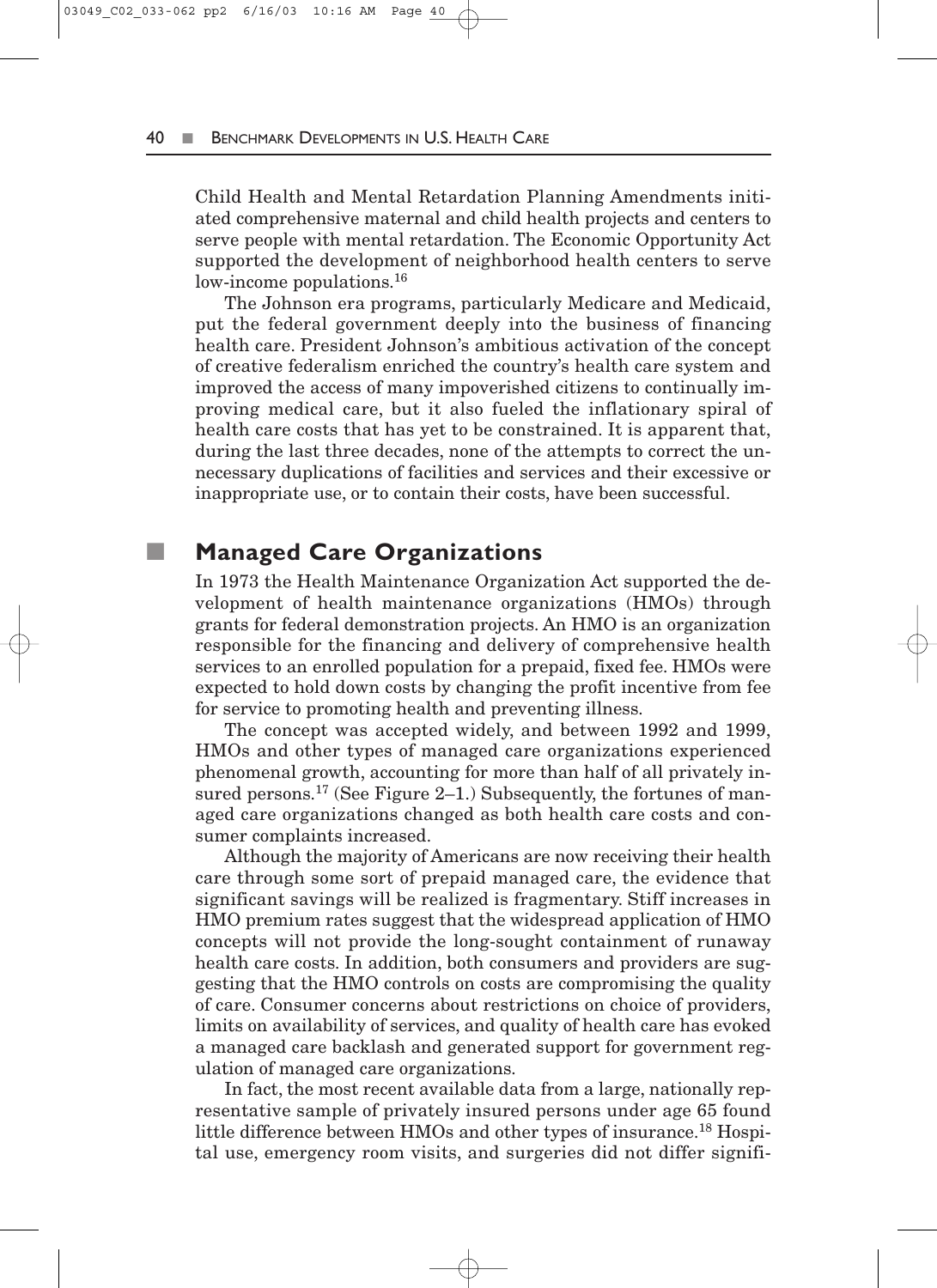Child Health and Mental Retardation Planning Amendments initiated comprehensive maternal and child health projects and centers to serve people with mental retardation. The Economic Opportunity Act supported the development of neighborhood health centers to serve low-income populations.[16]

The Johnson era programs, particularly Medicare and Medicaid, put the federal government deeply into the business of financing health care. President Johnson's ambitious activation of the concept of creative federalism enriched the country's health care system and improved the access of many impoverished citizens to continually improving medical care, but it also fueled the inflationary spiral of health care costs that has yet to be constrained. It is apparent that, during the last three decades, none of the attempts to correct the unnecessary duplications of facilities and services and their excessive or inappropriate use, or to contain their costs, have been successful.

## Managed Care Organizations

In 1973 the Health Maintenance Organization Act supported the development of health maintenance organizations (HMOs) through grants for federal demonstration projects. An HMO is an organization responsible for the financing and delivery of comprehensive health services to an enrolled population for a prepaid, fixed fee. HMOs were expected to hold down costs by changing the profit incentive from fee for service to promoting health and preventing illness.

The concept was accepted widely, and between 1992 and 1999, HMOs and other types of managed care organizations experienced phenomenal growth, accounting for more than half of all privately insured persons.[17] (See Figure 2–1.) Subsequently, the fortunes of managed care organizations changed as both health care costs and consumer complaints increased.

Although the majority of Americans are now receiving their health care through some sort of prepaid managed care, the evidence that significant savings will be realized is fragmentary. Stiff increases in HMO premium rates suggest that the widespread application of HMO concepts will not provide the long-sought containment of runaway health care costs. In addition, both consumers and providers are suggesting that the HMO controls on costs are compromising the quality of care. Consumer concerns about restrictions on choice of providers, limits on availability of services, and quality of health care has evoked a managed care backlash and generated support for government regulation of managed care organizations.

In fact, the most recent available data from a large, nationally representative sample of privately insured persons under age 65 found little difference between HMOs and other types of insurance.[18] Hospital use, emergency room visits, and surgeries did not differ signifi-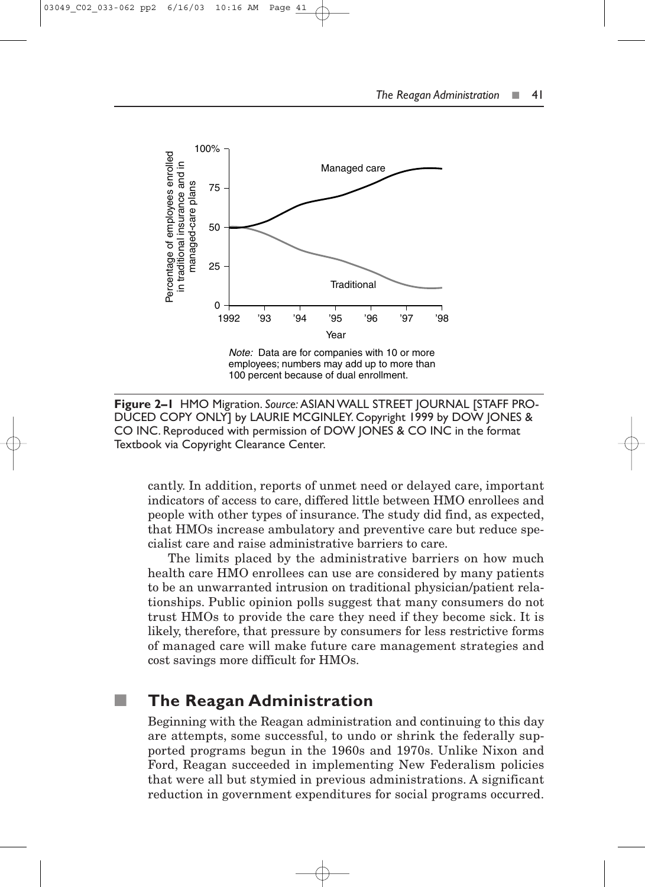Note: Data are for companies with 10 or more employees; numbers may add up to more than 100 percent because of dual enrollment.

**Figure 2–1** HMO Migration. *Source:* ASIAN WALL STREET JOURNAL [STAFF PRODUCED COPY ONLY] by LAURIE MCGINLEY. Copyright 1999 by DOW JONES & CO INC. Reproduced with permission of DOW JONES & CO INC in the format Textbook via Copyright Clearance Center.

cantly. In addition, reports of unmet need or delayed care, important indicators of access to care, differed little between HMO enrollees and people with other types of insurance. The study did find, as expected, that HMOs increase ambulatory and preventive care but reduce specialist care and raise administrative barriers to care.

The limits placed by the administrative barriers on how much health care HMO enrollees can use are considered by many patients to be an unwarranted intrusion on traditional physician/patient relationships. Public opinion polls suggest that many consumers do not trust HMOs to provide the care they need if they become sick. It is likely, therefore, that pressure by consumers for less restrictive forms of managed care will make future care management strategies and cost savings more difficult for HMOs.

## The Reagan Administration

Beginning with the Reagan administration and continuing to this day are attempts, some successful, to undo or shrink the federally supported programs begun in the 1960s and 1970s. Unlike Nixon and Ford, Reagan succeeded in implementing New Federalism policies that were all but stymied in previous administrations. A significant reduction in government expenditures for social programs occurred.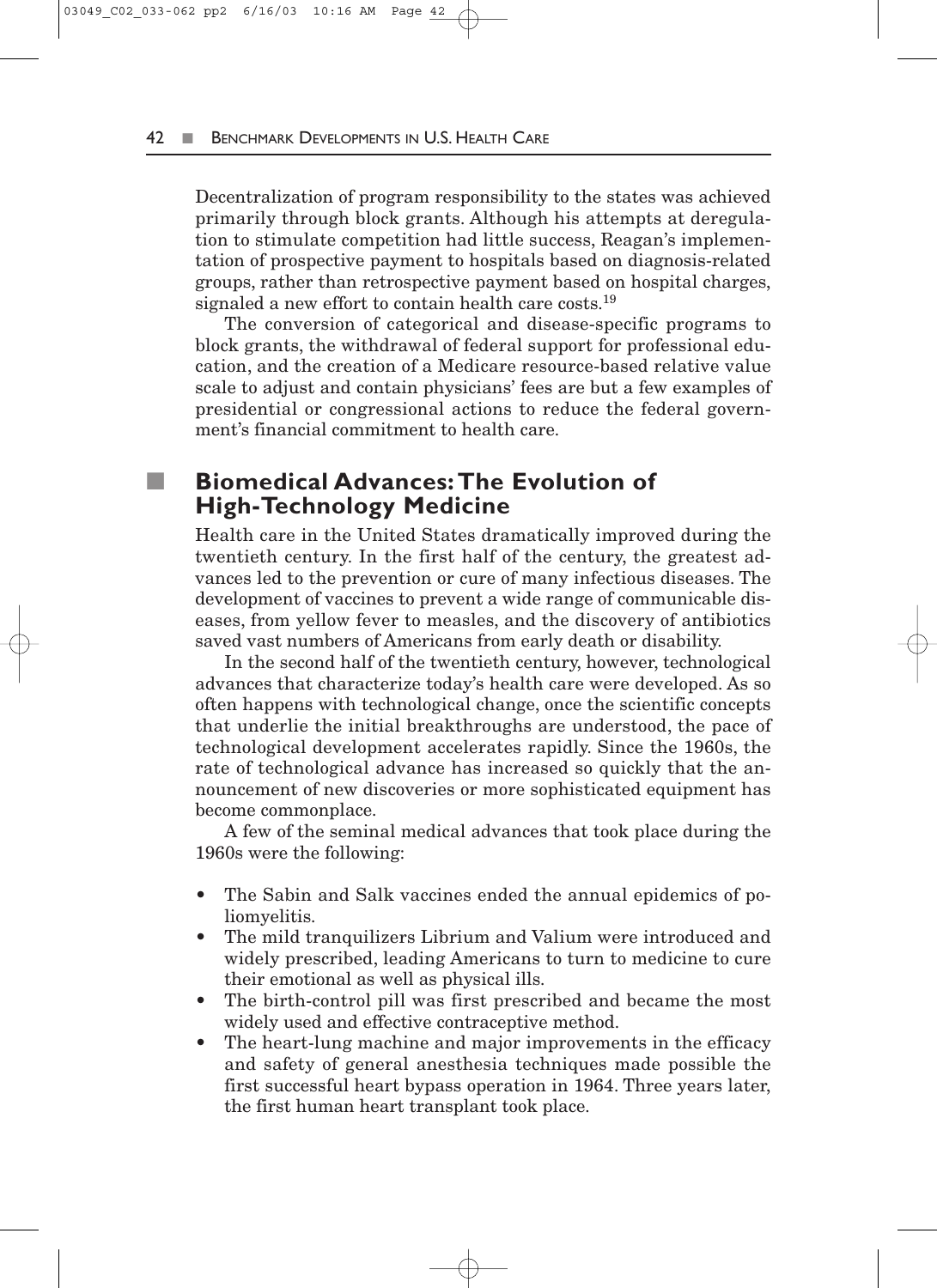Decentralization of program responsibility to the states was achieved primarily through block grants. Although his attempts at deregulation to stimulate competition had little success, Reagan's implementation of prospective payment to hospitals based on diagnosis-related groups, rather than retrospective payment based on hospital charges, signaled a new effort to contain health care costs.[19]

The conversion of categorical and disease-specific programs to block grants, the withdrawal of federal support for professional education, and the creation of a Medicare resource-based relative value scale to adjust and contain physicians' fees are but a few examples of presidential or congressional actions to reduce the federal government's financial commitment to health care.

## Biomedical Advances: The Evolution of High-Technology Medicine

Health care in the United States dramatically improved during the twentieth century. In the first half of the century, the greatest advances led to the prevention or cure of many infectious diseases. The development of vaccines to prevent a wide range of communicable diseases, from yellow fever to measles, and the discovery of antibiotics saved vast numbers of Americans from early death or disability.

In the second half of the twentieth century, however, technological advances that characterize today's health care were developed. As so often happens with technological change, once the scientific concepts that underlie the initial breakthroughs are understood, the pace of technological development accelerates rapidly. Since the 1960s, the rate of technological advance has increased so quickly that the announcement of new discoveries or more sophisticated equipment has become commonplace.

A few of the seminal medical advances that took place during the 1960s were the following:

- The Sabin and Salk vaccines ended the annual epidemics of poliomyelitis.
- The mild tranquilizers Librium and Valium were introduced and widely prescribed, leading Americans to turn to medicine to cure their emotional as well as physical ills.
- The birth-control pill was first prescribed and became the most widely used and effective contraceptive method.
- The heart-lung machine and major improvements in the efficacy and safety of general anesthesia techniques made possible the first successful heart bypass operation in 1964. Three years later, the first human heart transplant took place.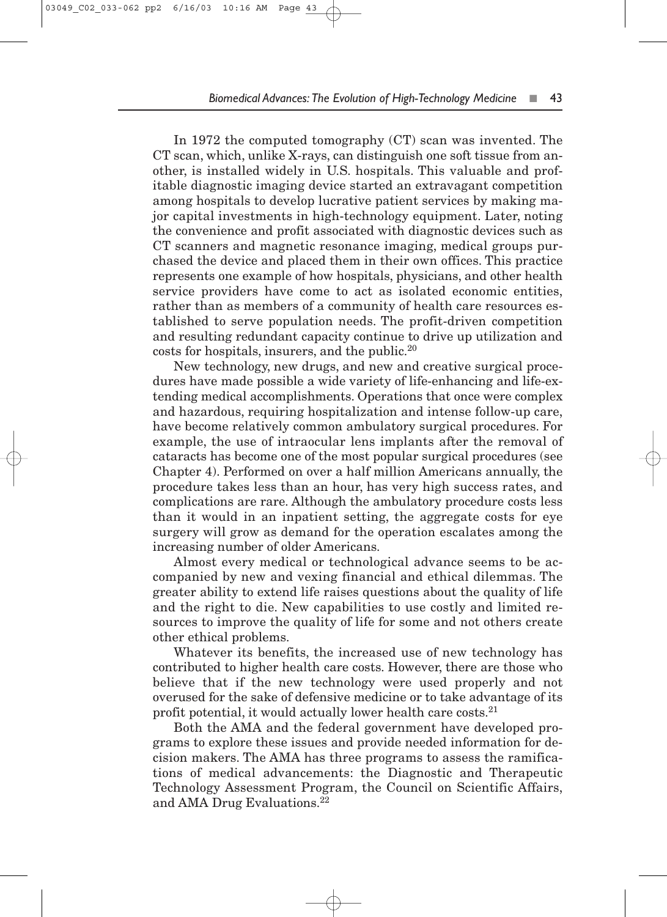In 1972 the computed tomography (CT) scan was invented. The CT scan, which, unlike X-rays, can distinguish one soft tissue from another, is installed widely in U.S. hospitals. This valuable and profitable diagnostic imaging device started an extravagant competition among hospitals to develop lucrative patient services by making major capital investments in high-technology equipment. Later, noting the convenience and profit associated with diagnostic devices such as CT scanners and magnetic resonance imaging, medical groups purchased the device and placed them in their own offices. This practice represents one example of how hospitals, physicians, and other health service providers have come to act as isolated economic entities, rather than as members of a community of health care resources established to serve population needs. The profit-driven competition and resulting redundant capacity continue to drive up utilization and costs for hospitals, insurers, and the public.[20]

New technology, new drugs, and new and creative surgical procedures have made possible a wide variety of life-enhancing and life-extending medical accomplishments. Operations that once were complex and hazardous, requiring hospitalization and intense follow-up care, have become relatively common ambulatory surgical procedures. For example, the use of intraocular lens implants after the removal of cataracts has become one of the most popular surgical procedures (see Chapter 4). Performed on over a half million Americans annually, the procedure takes less than an hour, has very high success rates, and complications are rare. Although the ambulatory procedure costs less than it would in an inpatient setting, the aggregate costs for eye surgery will grow as demand for the operation escalates among the increasing number of older Americans.

Almost every medical or technological advance seems to be accompanied by new and vexing financial and ethical dilemmas. The greater ability to extend life raises questions about the quality of life and the right to die. New capabilities to use costly and limited resources to improve the quality of life for some and not others create other ethical problems.

Whatever its benefits, the increased use of new technology has contributed to higher health care costs. However, there are those who believe that if the new technology were used properly and not overused for the sake of defensive medicine or to take advantage of its profit potential, it would actually lower health care costs.[21]

Both the AMA and the federal government have developed programs to explore these issues and provide needed information for decision makers. The AMA has three programs to assess the ramifications of medical advancements: the Diagnostic and Therapeutic Technology Assessment Program, the Council on Scientific Affairs, and AMA Drug Evaluations.[22]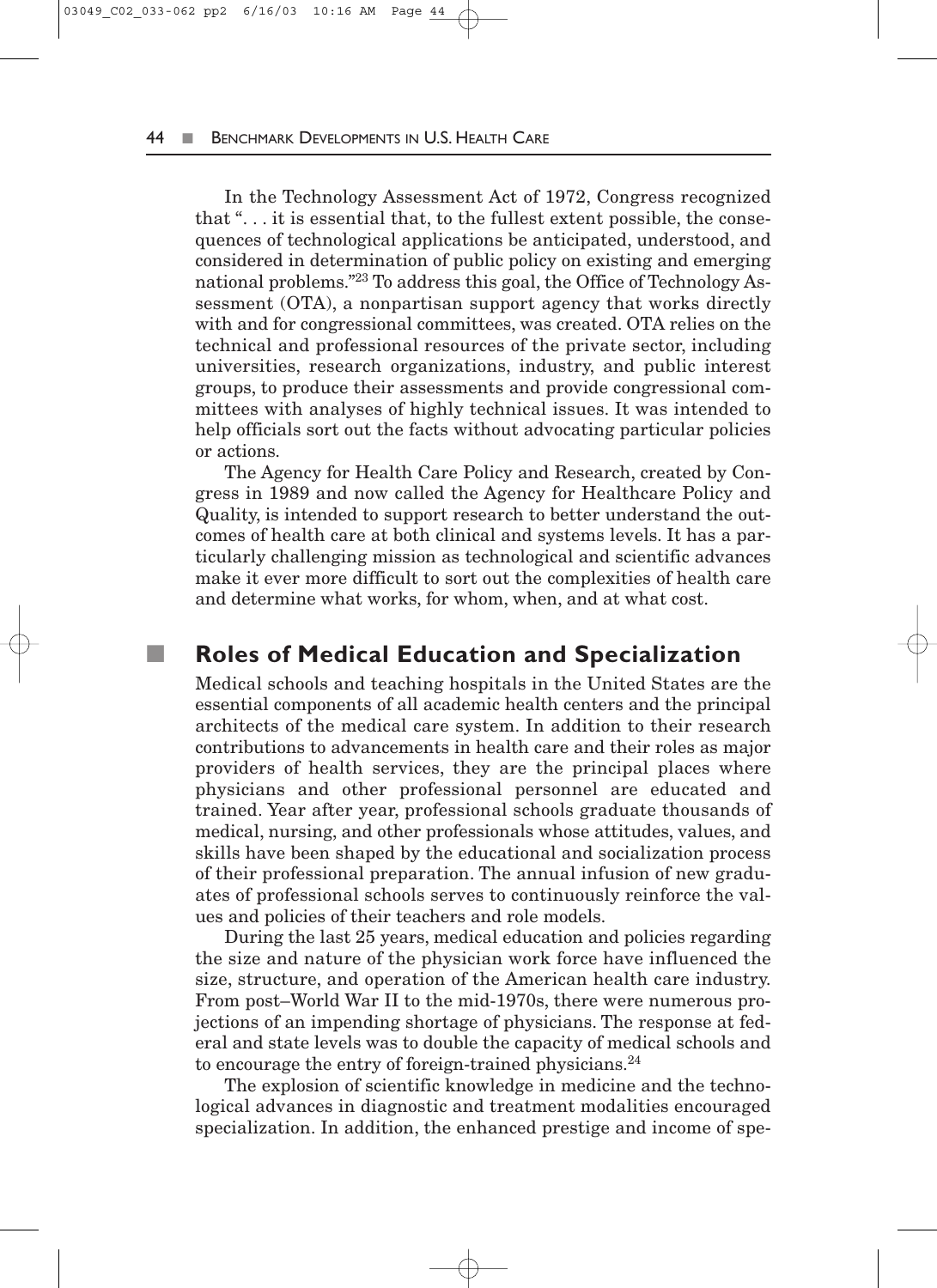In the Technology Assessment Act of 1972, Congress recognized that ". . . it is essential that, to the fullest extent possible, the consequences of technological applications be anticipated, understood, and considered in determination of public policy on existing and emerging national problems."[23] To address this goal, the Office of Technology Assessment (OTA), a nonpartisan support agency that works directly with and for congressional committees, was created. OTA relies on the technical and professional resources of the private sector, including universities, research organizations, industry, and public interest groups, to produce their assessments and provide congressional committees with analyses of highly technical issues. It was intended to help officials sort out the facts without advocating particular policies or actions.

The Agency for Health Care Policy and Research, created by Congress in 1989 and now called the Agency for Healthcare Policy and Quality, is intended to support research to better understand the outcomes of health care at both clinical and systems levels. It has a particularly challenging mission as technological and scientific advances make it ever more difficult to sort out the complexities of health care and determine what works, for whom, when, and at what cost.

## Roles of Medical Education and Specialization

Medical schools and teaching hospitals in the United States are the essential components of all academic health centers and the principal architects of the medical care system. In addition to their research contributions to advancements in health care and their roles as major providers of health services, they are the principal places where physicians and other professional personnel are educated and trained. Year after year, professional schools graduate thousands of medical, nursing, and other professionals whose attitudes, values, and skills have been shaped by the educational and socialization process of their professional preparation. The annual infusion of new graduates of professional schools serves to continuously reinforce the values and policies of their teachers and role models.

During the last 25 years, medical education and policies regarding the size and nature of the physician work force have influenced the size, structure, and operation of the American health care industry. From post–World War II to the mid-1970s, there were numerous projections of an impending shortage of physicians. The response at federal and state levels was to double the capacity of medical schools and to encourage the entry of foreign-trained physicians.[24]

The explosion of scientific knowledge in medicine and the technological advances in diagnostic and treatment modalities encouraged specialization. In addition, the enhanced prestige and income of spe-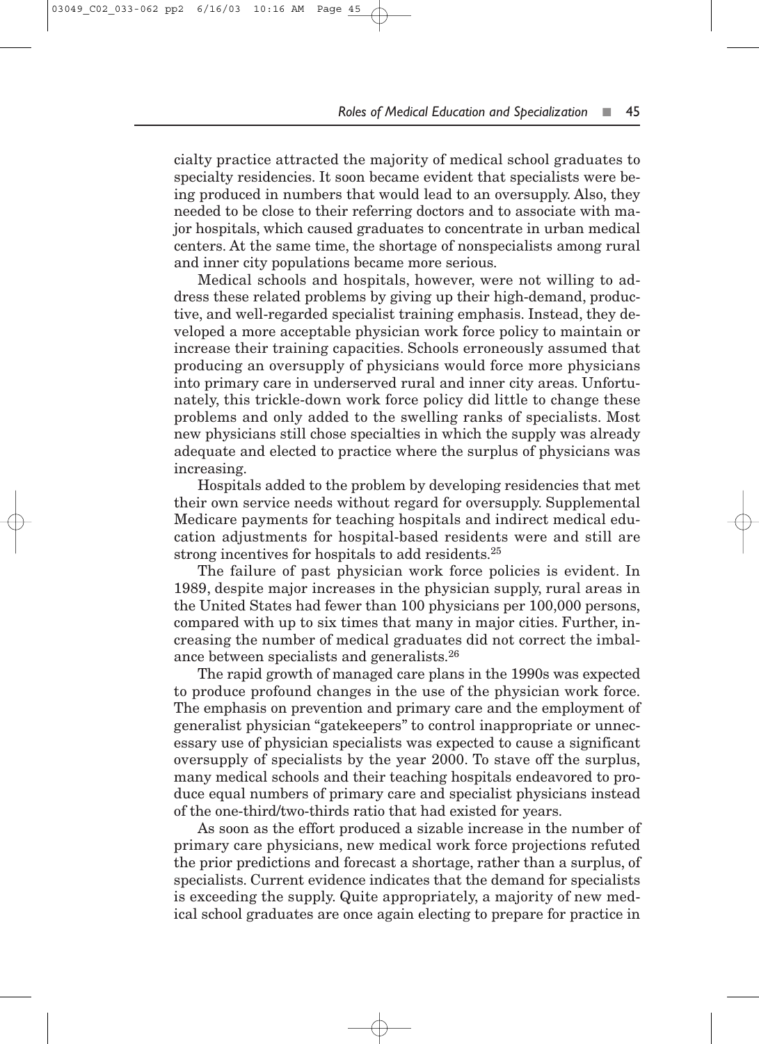cialty practice attracted the majority of medical school graduates to specialty residencies. It soon became evident that specialists were being produced in numbers that would lead to an oversupply. Also, they needed to be close to their referring doctors and to associate with major hospitals, which caused graduates to concentrate in urban medical centers. At the same time, the shortage of nonspecialists among rural and inner city populations became more serious.

Medical schools and hospitals, however, were not willing to address these related problems by giving up their high-demand, productive, and well-regarded specialist training emphasis. Instead, they developed a more acceptable physician work force policy to maintain or increase their training capacities. Schools erroneously assumed that producing an oversupply of physicians would force more physicians into primary care in underserved rural and inner city areas. Unfortunately, this trickle-down work force policy did little to change these problems and only added to the swelling ranks of specialists. Most new physicians still chose specialties in which the supply was already adequate and elected to practice where the surplus of physicians was increasing.

Hospitals added to the problem by developing residencies that met their own service needs without regard for oversupply. Supplemental Medicare payments for teaching hospitals and indirect medical education adjustments for hospital-based residents were and still are strong incentives for hospitals to add residents.[25]

The failure of past physician work force policies is evident. In 1989, despite major increases in the physician supply, rural areas in the United States had fewer than 100 physicians per 100,000 persons, compared with up to six times that many in major cities. Further, increasing the number of medical graduates did not correct the imbalance between specialists and generalists.[26]

The rapid growth of managed care plans in the 1990s was expected to produce profound changes in the use of the physician work force. The emphasis on prevention and primary care and the employment of generalist physician "gatekeepers" to control inappropriate or unnecessary use of physician specialists was expected to cause a significant oversupply of specialists by the year 2000. To stave off the surplus, many medical schools and their teaching hospitals endeavored to produce equal numbers of primary care and specialist physicians instead of the one-third/two-thirds ratio that had existed for years.

As soon as the effort produced a sizable increase in the number of primary care physicians, new medical work force projections refuted the prior predictions and forecast a shortage, rather than a surplus, of specialists. Current evidence indicates that the demand for specialists is exceeding the supply. Quite appropriately, a majority of new medical school graduates are once again electing to prepare for practice in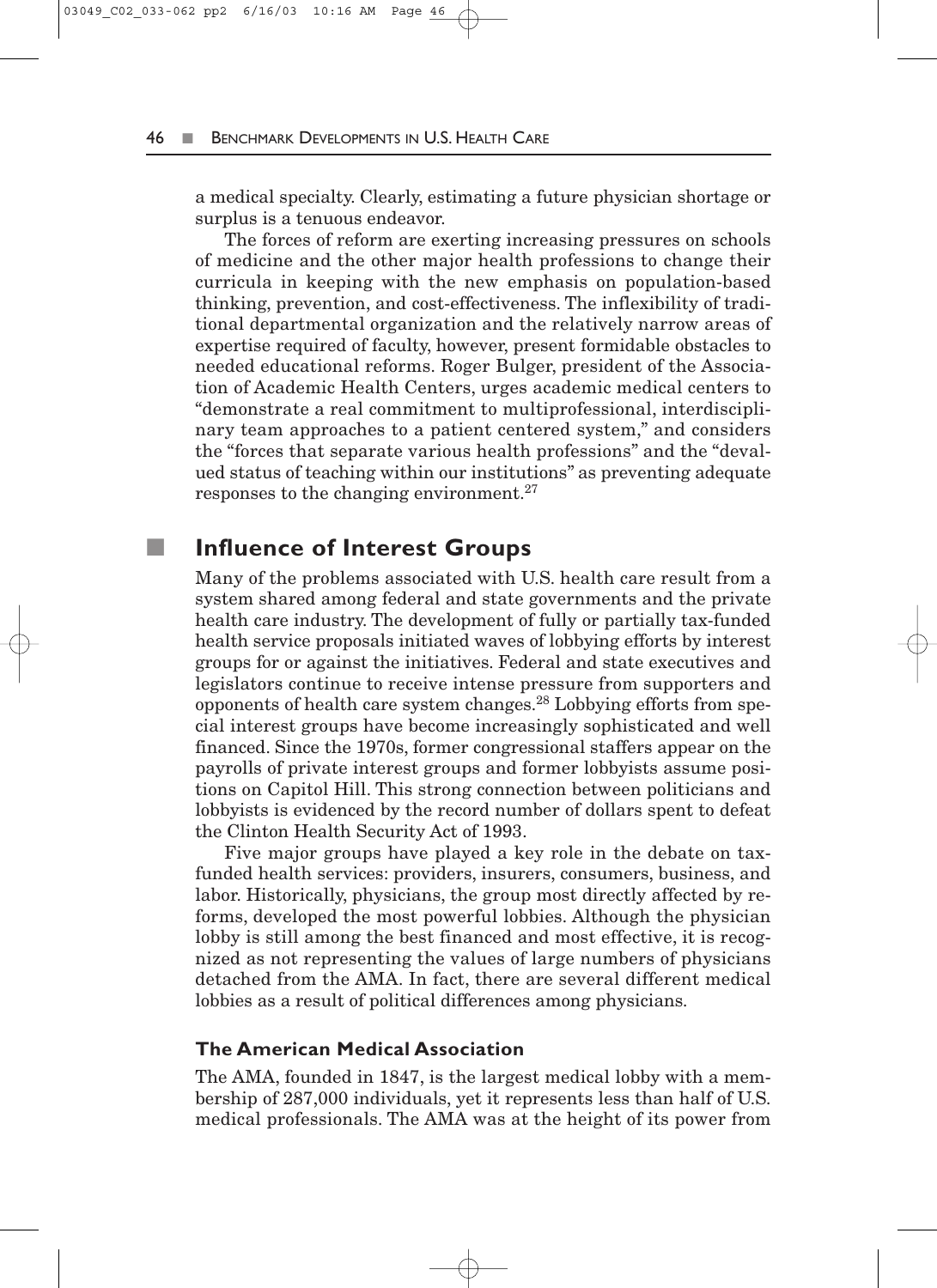a medical specialty. Clearly, estimating a future physician shortage or surplus is a tenuous endeavor.

The forces of reform are exerting increasing pressures on schools of medicine and the other major health professions to change their curricula in keeping with the new emphasis on population-based thinking, prevention, and cost-effectiveness. The inflexibility of traditional departmental organization and the relatively narrow areas of expertise required of faculty, however, present formidable obstacles to needed educational reforms. Roger Bulger, president of the Association of Academic Health Centers, urges academic medical centers to "demonstrate a real commitment to multiprofessional, interdisciplinary team approaches to a patient centered system," and considers the "forces that separate various health professions" and the "devalued status of teaching within our institutions" as preventing adequate responses to the changing environment.[27]

## Influence of Interest Groups

Many of the problems associated with U.S. health care result from a system shared among federal and state governments and the private health care industry. The development of fully or partially tax-funded health service proposals initiated waves of lobbying efforts by interest groups for or against the initiatives. Federal and state executives and legislators continue to receive intense pressure from supporters and opponents of health care system changes.[28] Lobbying efforts from special interest groups have become increasingly sophisticated and well financed. Since the 1970s, former congressional staffers appear on the payrolls of private interest groups and former lobbyists assume positions on Capitol Hill. This strong connection between politicians and lobbyists is evidenced by the record number of dollars spent to defeat the Clinton Health Security Act of 1993.

Five major groups have played a key role in the debate on tax-funded health services: providers, insurers, consumers, business, and labor. Historically, physicians, the group most directly affected by reforms, developed the most powerful lobbies. Although the physician lobby is still among the best financed and most effective, it is recognized as not representing the values of large numbers of physicians detached from the AMA. In fact, there are several different medical lobbies as a result of political differences among physicians.

### The American Medical Association

The AMA, founded in 1847, is the largest medical lobby with a membership of 287,000 individuals, yet it represents less than half of U.S. medical professionals. The AMA was at the height of its power from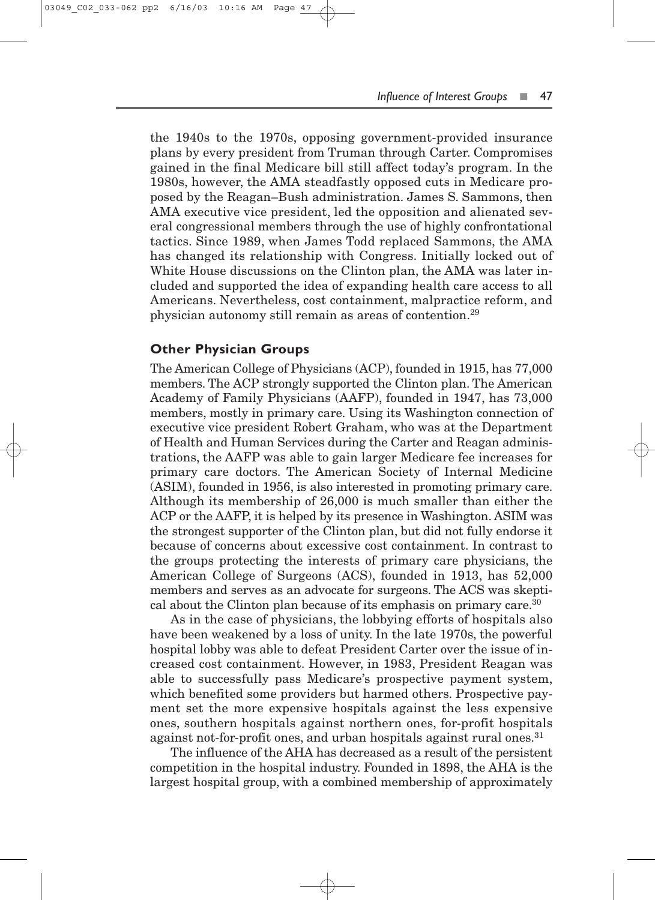the 1940s to the 1970s, opposing government-provided insurance plans by every president from Truman through Carter. Compromises gained in the final Medicare bill still affect today's program. In the 1980s, however, the AMA steadfastly opposed cuts in Medicare proposed by the Reagan–Bush administration. James S. Sammons, then AMA executive vice president, led the opposition and alienated several congressional members through the use of highly confrontational tactics. Since 1989, when James Todd replaced Sammons, the AMA has changed its relationship with Congress. Initially locked out of White House discussions on the Clinton plan, the AMA was later included and supported the idea of expanding health care access to all Americans. Nevertheless, cost containment, malpractice reform, and physician autonomy still remain as areas of contention.[29]

### Other Physician Groups

The American College of Physicians (ACP), founded in 1915, has 77,000 members. The ACP strongly supported the Clinton plan. The American Academy of Family Physicians (AAFP), founded in 1947, has 73,000 members, mostly in primary care. Using its Washington connection of executive vice president Robert Graham, who was at the Department of Health and Human Services during the Carter and Reagan administrations, the AAFP was able to gain larger Medicare fee increases for primary care doctors. The American Society of Internal Medicine (ASIM), founded in 1956, is also interested in promoting primary care. Although its membership of 26,000 is much smaller than either the ACP or the AAFP, it is helped by its presence in Washington. ASIM was the strongest supporter of the Clinton plan, but did not fully endorse it because of concerns about excessive cost containment. In contrast to the groups protecting the interests of primary care physicians, the American College of Surgeons (ACS), founded in 1913, has 52,000 members and serves as an advocate for surgeons. The ACS was skeptical about the Clinton plan because of its emphasis on primary care.[30]

As in the case of physicians, the lobbying efforts of hospitals also have been weakened by a loss of unity. In the late 1970s, the powerful hospital lobby was able to defeat President Carter over the issue of increased cost containment. However, in 1983, President Reagan was able to successfully pass Medicare's prospective payment system, which benefited some providers but harmed others. Prospective payment set the more expensive hospitals against the less expensive ones, southern hospitals against northern ones, for-profit hospitals against not-for-profit ones, and urban hospitals against rural ones.[31]

The influence of the AHA has decreased as a result of the persistent competition in the hospital industry. Founded in 1898, the AHA is the largest hospital group, with a combined membership of approximately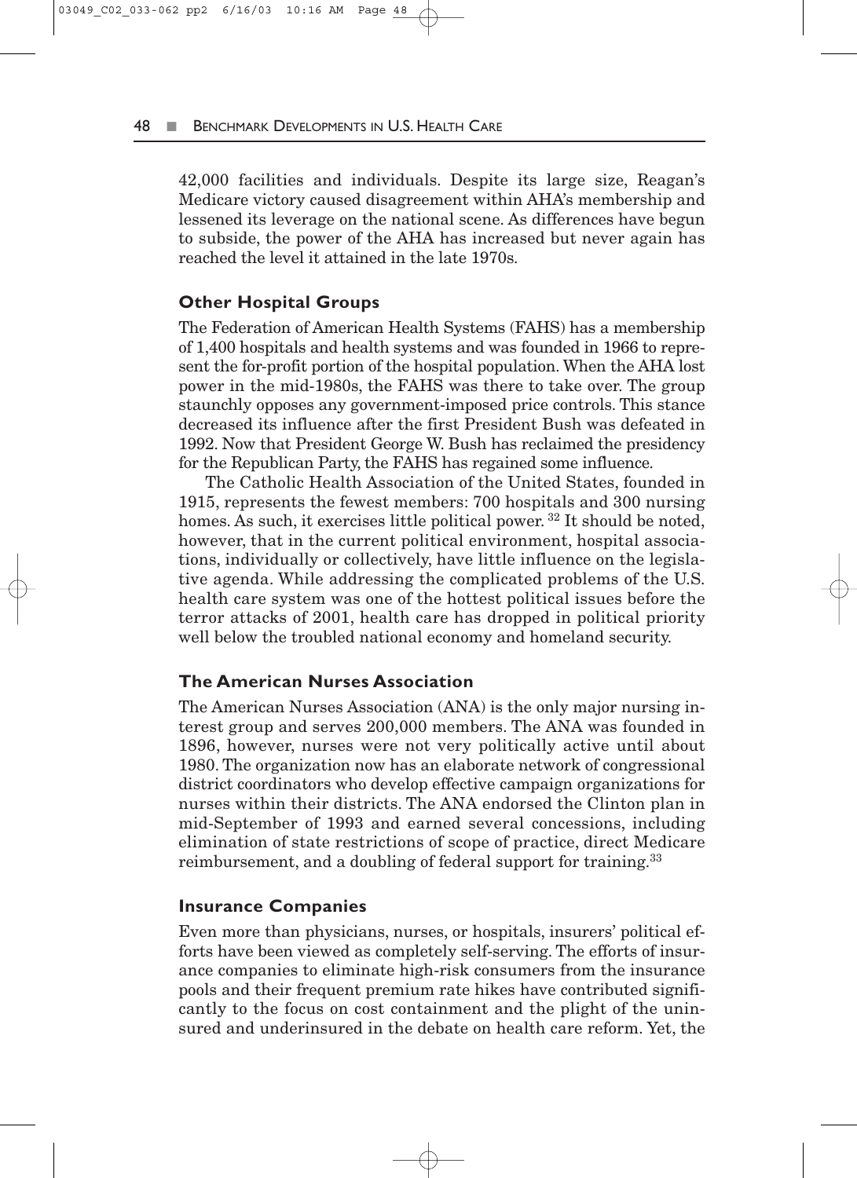42,000 facilities and individuals. Despite its large size, Reagan's Medicare victory caused disagreement within AHA's membership and lessened its leverage on the national scene. As differences have begun to subside, the power of the AHA has increased but never again has reached the level it attained in the late 1970s.

### Other Hospital Groups

The Federation of American Health Systems (FAHS) has a membership of 1,400 hospitals and health systems and was founded in 1966 to represent the for-profit portion of the hospital population. When the AHA lost power in the mid-1980s, the FAHS was there to take over. The group staunchly opposes any government-imposed price controls. This stance decreased its influence after the first President Bush was defeated in 1992. Now that President George W. Bush has reclaimed the presidency for the Republican Party, the FAHS has regained some influence.

The Catholic Health Association of the United States, founded in 1915, represents the fewest members: 700 hospitals and 300 nursing homes. As such, it exercises little political power. [32] It should be noted, however, that in the current political environment, hospital associations, individually or collectively, have little influence on the legislative agenda. While addressing the complicated problems of the U.S. health care system was one of the hottest political issues before the terror attacks of 2001, health care has dropped in political priority well below the troubled national economy and homeland security.

### The American Nurses Association

The American Nurses Association (ANA) is the only major nursing interest group and serves 200,000 members. The ANA was founded in 1896, however, nurses were not very politically active until about 1980. The organization now has an elaborate network of congressional district coordinators who develop effective campaign organizations for nurses within their districts. The ANA endorsed the Clinton plan in mid-September of 1993 and earned several concessions, including elimination of state restrictions of scope of practice, direct Medicare reimbursement, and a doubling of federal support for training.[33]

### Insurance Companies

Even more than physicians, nurses, or hospitals, insurers' political efforts have been viewed as completely self-serving. The efforts of insurance companies to eliminate high-risk consumers from the insurance pools and their frequent premium rate hikes have contributed significantly to the focus on cost containment and the plight of the uninsured and underinsured in the debate on health care reform. Yet, the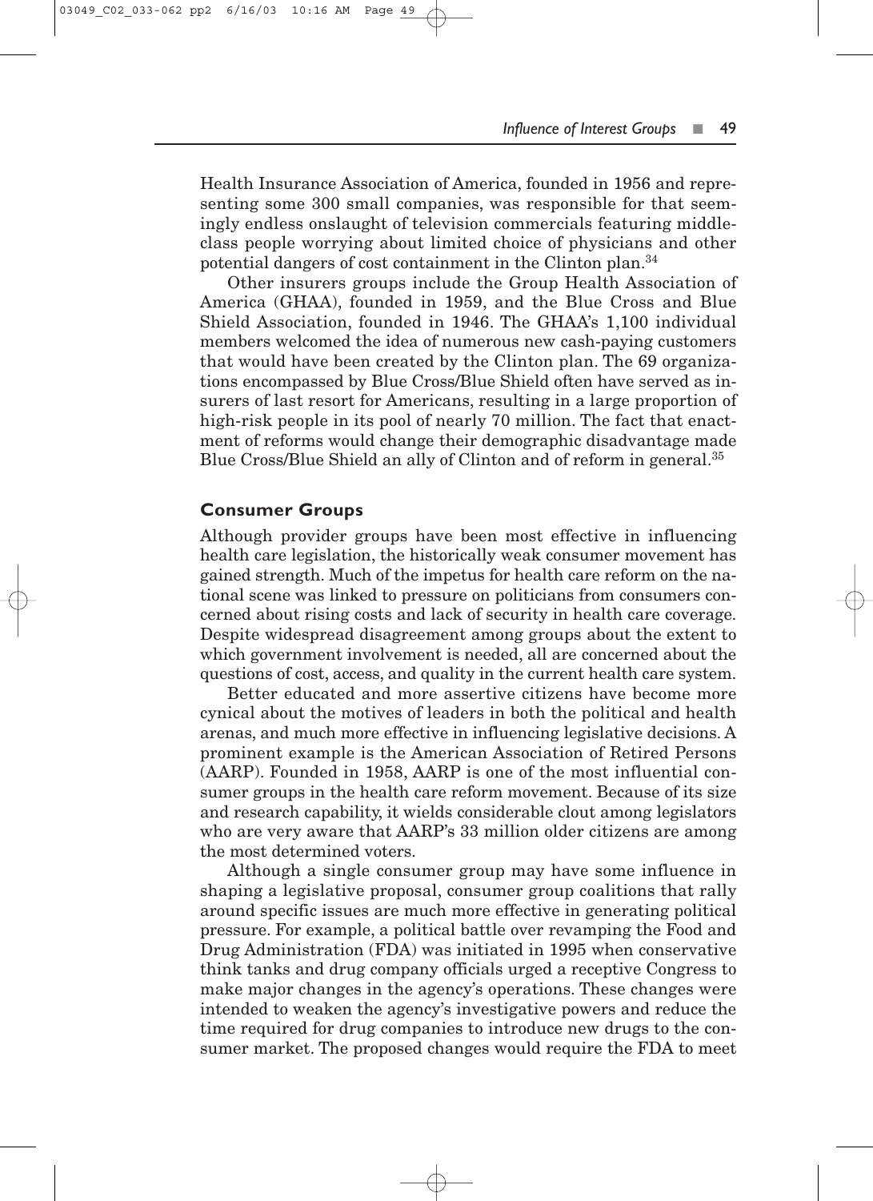Health Insurance Association of America, founded in 1956 and representing some 300 small companies, was responsible for that seemingly endless onslaught of television commercials featuring middle-class people worrying about limited choice of physicians and other potential dangers of cost containment in the Clinton plan.[34]

Other insurers groups include the Group Health Association of America (GHAA), founded in 1959, and the Blue Cross and Blue Shield Association, founded in 1946. The GHAA's 1,100 individual members welcomed the idea of numerous new cash-paying customers that would have been created by the Clinton plan. The 69 organizations encompassed by Blue Cross/Blue Shield often have served as insurers of last resort for Americans, resulting in a large proportion of high-risk people in its pool of nearly 70 million. The fact that enactment of reforms would change their demographic disadvantage made Blue Cross/Blue Shield an ally of Clinton and of reform in general.[35]

### Consumer Groups

Although provider groups have been most effective in influencing health care legislation, the historically weak consumer movement has gained strength. Much of the impetus for health care reform on the national scene was linked to pressure on politicians from consumers concerned about rising costs and lack of security in health care coverage. Despite widespread disagreement among groups about the extent to which government involvement is needed, all are concerned about the questions of cost, access, and quality in the current health care system.

Better educated and more assertive citizens have become more cynical about the motives of leaders in both the political and health arenas, and much more effective in influencing legislative decisions. A prominent example is the American Association of Retired Persons (AARP). Founded in 1958, AARP is one of the most influential consumer groups in the health care reform movement. Because of its size and research capability, it wields considerable clout among legislators who are very aware that AARP's 33 million older citizens are among the most determined voters.

Although a single consumer group may have some influence in shaping a legislative proposal, consumer group coalitions that rally around specific issues are much more effective in generating political pressure. For example, a political battle over revamping the Food and Drug Administration (FDA) was initiated in 1995 when conservative think tanks and drug company officials urged a receptive Congress to make major changes in the agency's operations. These changes were intended to weaken the agency's investigative powers and reduce the time required for drug companies to introduce new drugs to the consumer market. The proposed changes would require the FDA to meet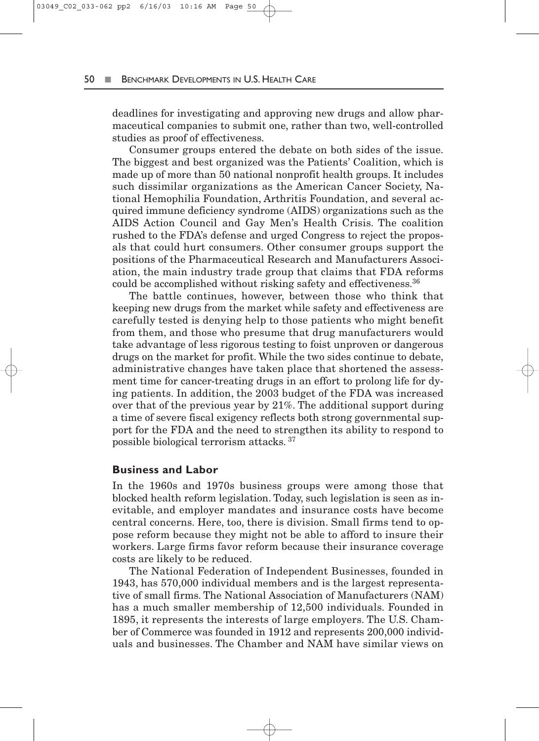deadlines for investigating and approving new drugs and allow pharmaceutical companies to submit one, rather than two, well-controlled studies as proof of effectiveness.

Consumer groups entered the debate on both sides of the issue. The biggest and best organized was the Patients' Coalition, which is made up of more than 50 national nonprofit health groups. It includes such dissimilar organizations as the American Cancer Society, National Hemophilia Foundation, Arthritis Foundation, and several acquired immune deficiency syndrome (AIDS) organizations such as the AIDS Action Council and Gay Men's Health Crisis. The coalition rushed to the FDA's defense and urged Congress to reject the proposals that could hurt consumers. Other consumer groups support the positions of the Pharmaceutical Research and Manufacturers Association, the main industry trade group that claims that FDA reforms could be accomplished without risking safety and effectiveness.[36]

The battle continues, however, between those who think that keeping new drugs from the market while safety and effectiveness are carefully tested is denying help to those patients who might benefit from them, and those who presume that drug manufacturers would take advantage of less rigorous testing to foist unproven or dangerous drugs on the market for profit. While the two sides continue to debate, administrative changes have taken place that shortened the assessment time for cancer-treating drugs in an effort to prolong life for dying patients. In addition, the 2003 budget of the FDA was increased over that of the previous year by 21%. The additional support during a time of severe fiscal exigency reflects both strong governmental support for the FDA and the need to strengthen its ability to respond to possible biological terrorism attacks.[37]

### Business and Labor

In the 1960s and 1970s business groups were among those that blocked health reform legislation. Today, such legislation is seen as inevitable, and employer mandates and insurance costs have become central concerns. Here, too, there is division. Small firms tend to oppose reform because they might not be able to afford to insure their workers. Large firms favor reform because their insurance coverage costs are likely to be reduced.

The National Federation of Independent Businesses, founded in 1943, has 570,000 individual members and is the largest representative of small firms. The National Association of Manufacturers (NAM) has a much smaller membership of 12,500 individuals. Founded in 1895, it represents the interests of large employers. The U.S. Chamber of Commerce was founded in 1912 and represents 200,000 individuals and businesses. The Chamber and NAM have similar views on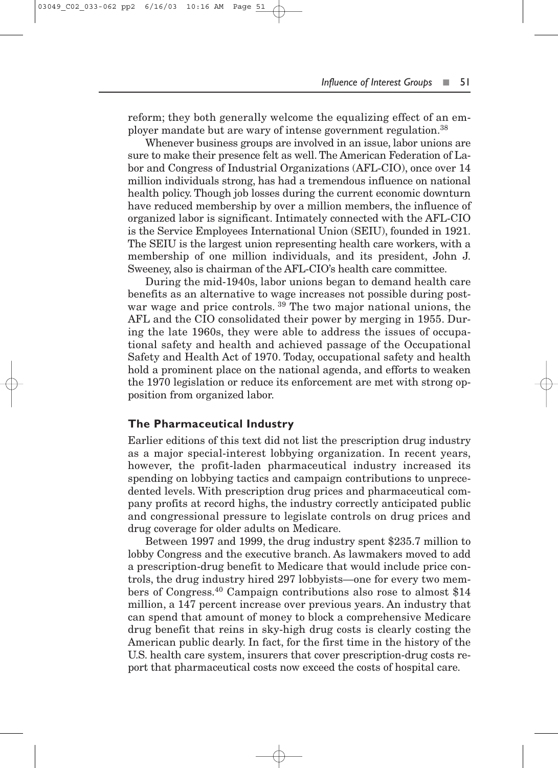reform; they both generally welcome the equalizing effect of an employer mandate but are wary of intense government regulation.[38]

Whenever business groups are involved in an issue, labor unions are sure to make their presence felt as well. The American Federation of Labor and Congress of Industrial Organizations (AFL-CIO), once over 14 million individuals strong, has had a tremendous influence on national health policy. Though job losses during the current economic downturn have reduced membership by over a million members, the influence of organized labor is significant. Intimately connected with the AFL-CIO is the Service Employees International Union (SEIU), founded in 1921. The SEIU is the largest union representing health care workers, with a membership of one million individuals, and its president, John J. Sweeney, also is chairman of the AFL-CIO's health care committee.

During the mid-1940s, labor unions began to demand health care benefits as an alternative to wage increases not possible during postwar wage and price controls.[39] The two major national unions, the AFL and the CIO consolidated their power by merging in 1955. During the late 1960s, they were able to address the issues of occupational safety and health and achieved passage of the Occupational Safety and Health Act of 1970. Today, occupational safety and health hold a prominent place on the national agenda, and efforts to weaken the 1970 legislation or reduce its enforcement are met with strong opposition from organized labor.

### The Pharmaceutical Industry

Earlier editions of this text did not list the prescription drug industry as a major special-interest lobbying organization. In recent years, however, the profit-laden pharmaceutical industry increased its spending on lobbying tactics and campaign contributions to unprecedented levels. With prescription drug prices and pharmaceutical company profits at record highs, the industry correctly anticipated public and congressional pressure to legislate controls on drug prices and drug coverage for older adults on Medicare.

Between 1997 and 1999, the drug industry spent $235.7 million to lobby Congress and the executive branch. As lawmakers moved to add a prescription-drug benefit to Medicare that would include price controls, the drug industry hired 297 lobbyists—one for every two members of Congress.[40] Campaign contributions also rose to almost $14 million, a 147 percent increase over previous years. An industry that can spend that amount of money to block a comprehensive Medicare drug benefit that reins in sky-high drug costs is clearly costing the American public dearly. In fact, for the first time in the history of the U.S. health care system, insurers that cover prescription-drug costs report that pharmaceutical costs now exceed the costs of hospital care.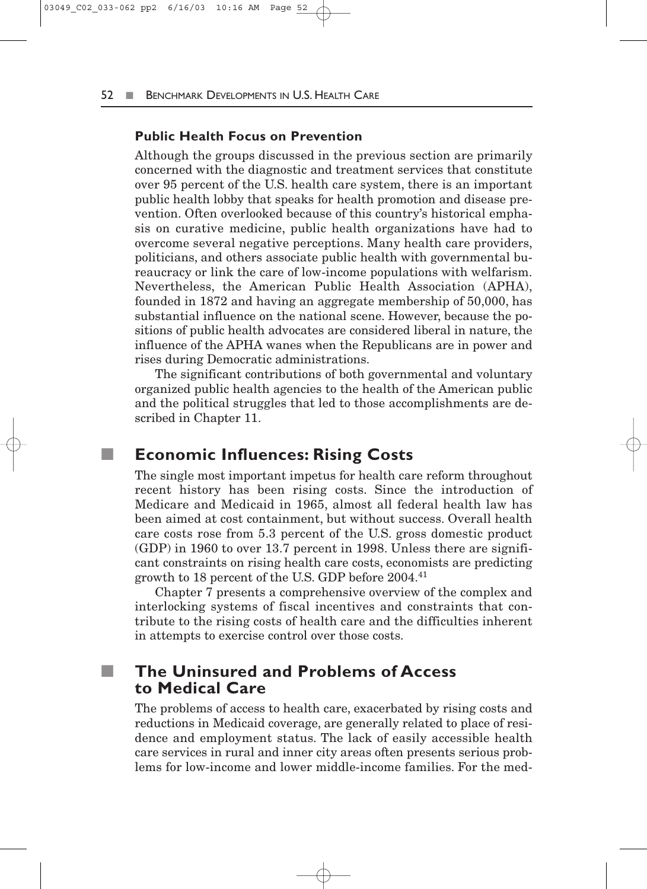### Public Health Focus on Prevention

Although the groups discussed in the previous section are primarily concerned with the diagnostic and treatment services that constitute over 95 percent of the U.S. health care system, there is an important public health lobby that speaks for health promotion and disease prevention. Often overlooked because of this country's historical emphasis on curative medicine, public health organizations have had to overcome several negative perceptions. Many health care providers, politicians, and others associate public health with governmental bureaucracy or link the care of low-income populations with welfarism. Nevertheless, the American Public Health Association (APHA), founded in 1872 and having an aggregate membership of 50,000, has substantial influence on the national scene. However, because the positions of public health advocates are considered liberal in nature, the influence of the APHA wanes when the Republicans are in power and rises during Democratic administrations.

The significant contributions of both governmental and voluntary organized public health agencies to the health of the American public and the political struggles that led to those accomplishments are described in Chapter 11.

## Economic Influences: Rising Costs

The single most important impetus for health care reform throughout recent history has been rising costs. Since the introduction of Medicare and Medicaid in 1965, almost all federal health law has been aimed at cost containment, but without success. Overall health care costs rose from 5.3 percent of the U.S. gross domestic product (GDP) in 1960 to over 13.7 percent in 1998. Unless there are significant constraints on rising health care costs, economists are predicting growth to 18 percent of the U.S. GDP before 2004.[41]

Chapter 7 presents a comprehensive overview of the complex and interlocking systems of fiscal incentives and constraints that contribute to the rising costs of health care and the difficulties inherent in attempts to exercise control over those costs.

## The Uninsured and Problems of Access to Medical Care

The problems of access to health care, exacerbated by rising costs and reductions in Medicaid coverage, are generally related to place of residence and employment status. The lack of easily accessible health care services in rural and inner city areas often presents serious problems for low-income and lower middle-income families. For the med-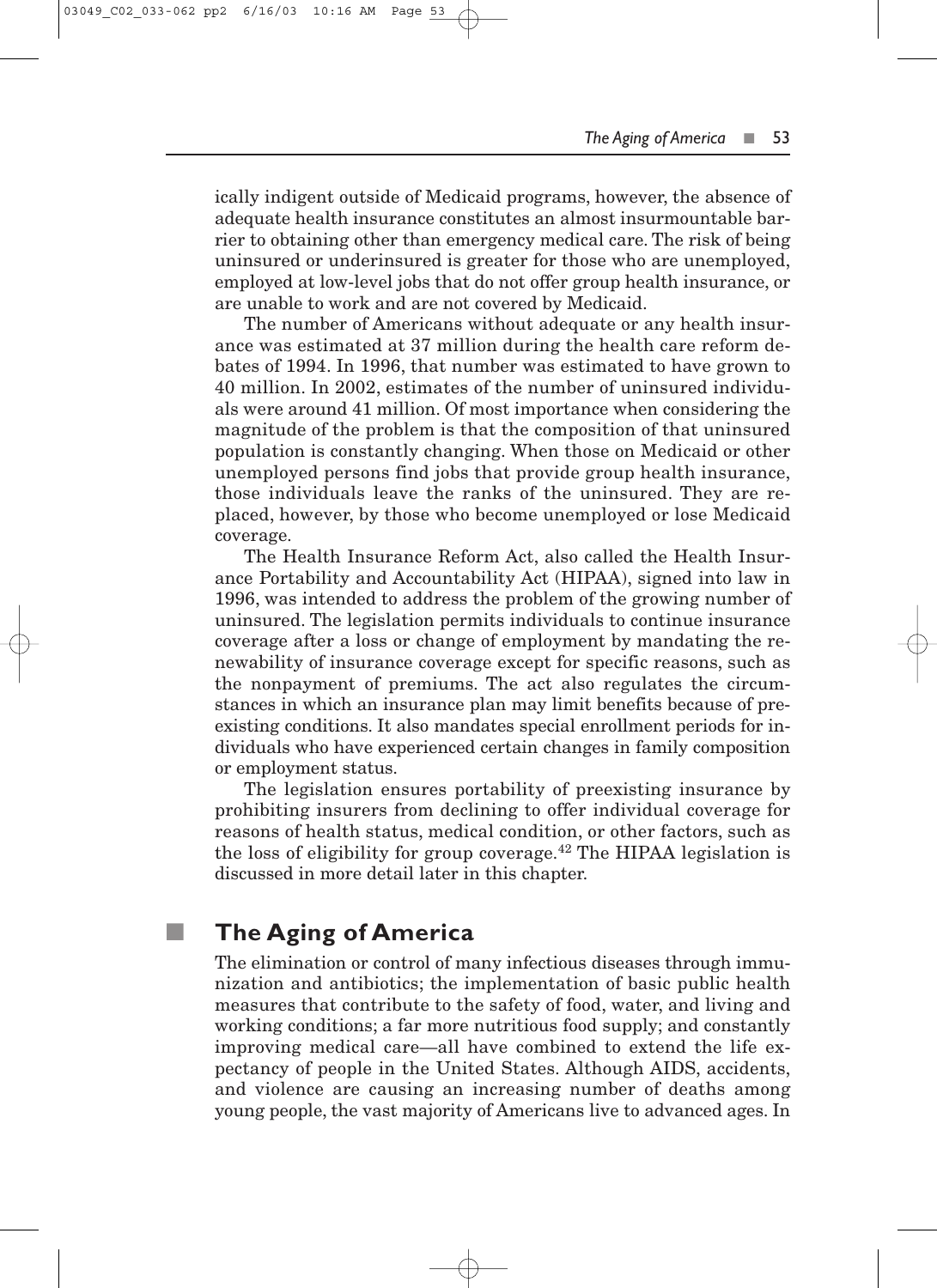ically indigent outside of Medicaid programs, however, the absence of adequate health insurance constitutes an almost insurmountable barrier to obtaining other than emergency medical care. The risk of being uninsured or underinsured is greater for those who are unemployed, employed at low-level jobs that do not offer group health insurance, or are unable to work and are not covered by Medicaid.

The number of Americans without adequate or any health insurance was estimated at 37 million during the health care reform debates of 1994. In 1996, that number was estimated to have grown to 40 million. In 2002, estimates of the number of uninsured individuals were around 41 million. Of most importance when considering the magnitude of the problem is that the composition of that uninsured population is constantly changing. When those on Medicaid or other unemployed persons find jobs that provide group health insurance, those individuals leave the ranks of the uninsured. They are replaced, however, by those who become unemployed or lose Medicaid coverage.

The Health Insurance Reform Act, also called the Health Insurance Portability and Accountability Act (HIPAA), signed into law in 1996, was intended to address the problem of the growing number of uninsured. The legislation permits individuals to continue insurance coverage after a loss or change of employment by mandating the renewability of insurance coverage except for specific reasons, such as the nonpayment of premiums. The act also regulates the circumstances in which an insurance plan may limit benefits because of preexisting conditions. It also mandates special enrollment periods for individuals who have experienced certain changes in family composition or employment status.

The legislation ensures portability of preexisting insurance by prohibiting insurers from declining to offer individual coverage for reasons of health status, medical condition, or other factors, such as the loss of eligibility for group coverage.[42] The HIPAA legislation is discussed in more detail later in this chapter.

## The Aging of America

The elimination or control of many infectious diseases through immunization and antibiotics; the implementation of basic public health measures that contribute to the safety of food, water, and living and working conditions; a far more nutritious food supply; and constantly improving medical care—all have combined to extend the life expectancy of people in the United States. Although AIDS, accidents, and violence are causing an increasing number of deaths among young people, the vast majority of Americans live to advanced ages. In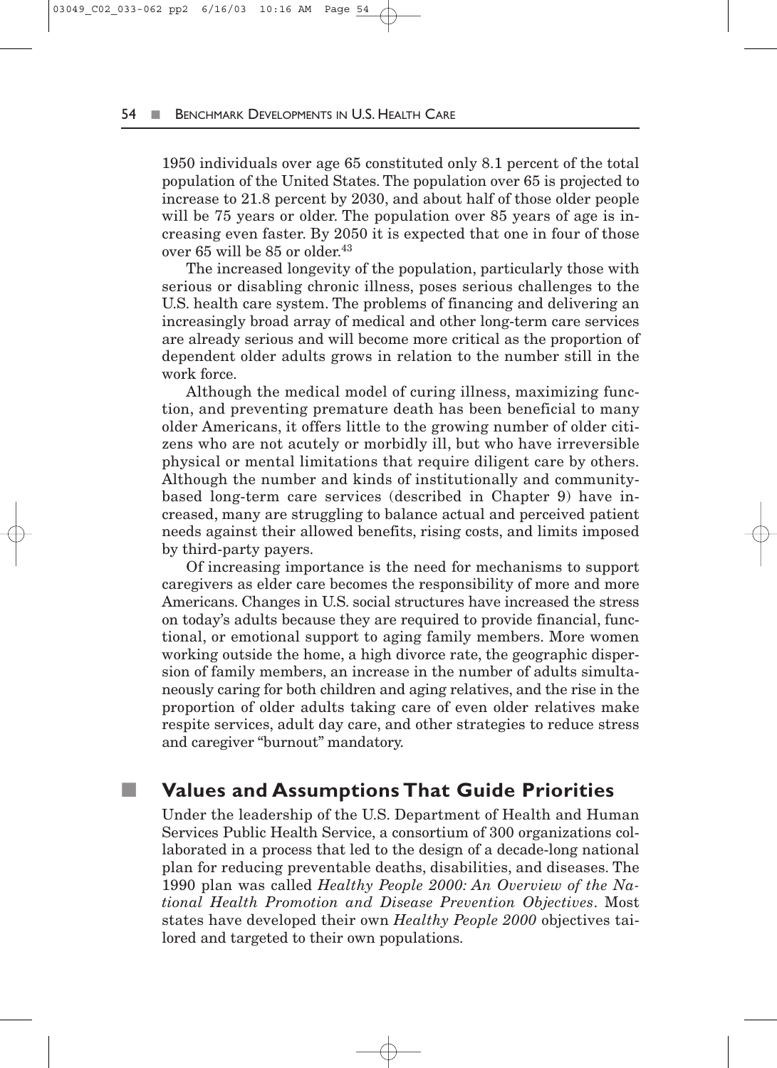1950 individuals over age 65 constituted only 8.1 percent of the total population of the United States. The population over 65 is projected to increase to 21.8 percent by 2030, and about half of those older people will be 75 years or older. The population over 85 years of age is increasing even faster. By 2050 it is expected that one in four of those over 65 will be 85 or older.[43]

The increased longevity of the population, particularly those with serious or disabling chronic illness, poses serious challenges to the U.S. health care system. The problems of financing and delivering an increasingly broad array of medical and other long-term care services are already serious and will become more critical as the proportion of dependent older adults grows in relation to the number still in the work force.

Although the medical model of curing illness, maximizing function, and preventing premature death has been beneficial to many older Americans, it offers little to the growing number of older citizens who are not acutely or morbidly ill, but who have irreversible physical or mental limitations that require diligent care by others. Although the number and kinds of institutionally and community-based long-term care services (described in Chapter 9) have increased, many are struggling to balance actual and perceived patient needs against their allowed benefits, rising costs, and limits imposed by third-party payers.

Of increasing importance is the need for mechanisms to support caregivers as elder care becomes the responsibility of more and more Americans. Changes in U.S. social structures have increased the stress on today's adults because they are required to provide financial, functional, or emotional support to aging family members. More women working outside the home, a high divorce rate, the geographic dispersion of family members, an increase in the number of adults simultaneously caring for both children and aging relatives, and the rise in the proportion of older adults taking care of even older relatives make respite services, adult day care, and other strategies to reduce stress and caregiver "burnout" mandatory.

## Values and Assumptions That Guide Priorities

Under the leadership of the U.S. Department of Health and Human Services Public Health Service, a consortium of 300 organizations collaborated in a process that led to the design of a decade-long national plan for reducing preventable deaths, disabilities, and diseases. The 1990 plan was called *Healthy People 2000: An Overview of the National Health Promotion and Disease Prevention Objectives*. Most states have developed their own *Healthy People 2000* objectives tailored and targeted to their own populations.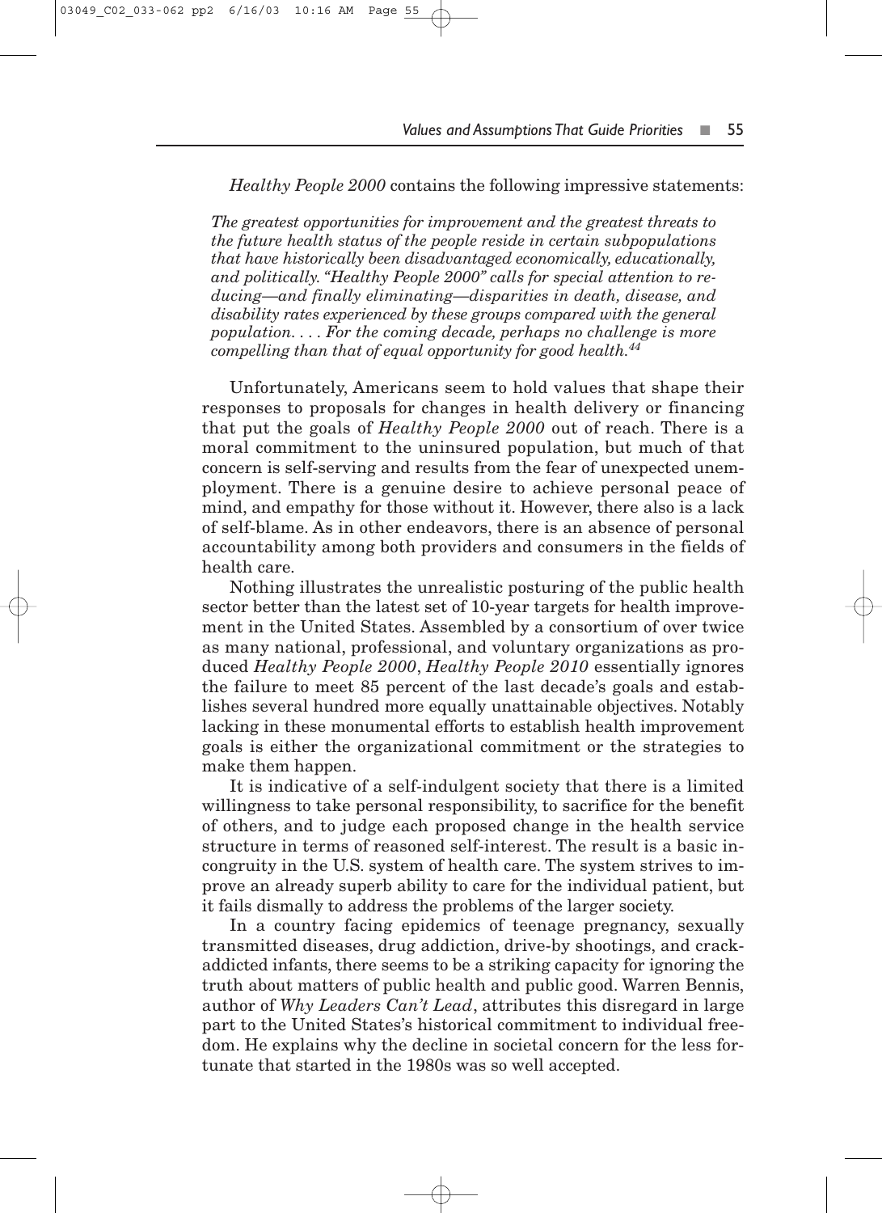*Healthy People 2000* contains the following impressive statements:

> *The greatest opportunities for improvement and the greatest threats to the future health status of the people reside in certain subpopulations that have historically been disadvantaged economically, educationally, and politically. "Healthy People 2000" calls for special attention to reducing—and finally eliminating—disparities in death, disease, and disability rates experienced by these groups compared with the general population. . . . For the coming decade, perhaps no challenge is more compelling than that of equal opportunity for good health.*[44]

Unfortunately, Americans seem to hold values that shape their responses to proposals for changes in health delivery or financing that put the goals of *Healthy People 2000* out of reach. There is a moral commitment to the uninsured population, but much of that concern is self-serving and results from the fear of unexpected unemployment. There is a genuine desire to achieve personal peace of mind, and empathy for those without it. However, there also is a lack of self-blame. As in other endeavors, there is an absence of personal accountability among both providers and consumers in the fields of health care.

Nothing illustrates the unrealistic posturing of the public health sector better than the latest set of 10-year targets for health improvement in the United States. Assembled by a consortium of over twice as many national, professional, and voluntary organizations as produced *Healthy People 2000*, *Healthy People 2010* essentially ignores the failure to meet 85 percent of the last decade's goals and establishes several hundred more equally unattainable objectives. Notably lacking in these monumental efforts to establish health improvement goals is either the organizational commitment or the strategies to make them happen.

It is indicative of a self-indulgent society that there is a limited willingness to take personal responsibility, to sacrifice for the benefit of others, and to judge each proposed change in the health service structure in terms of reasoned self-interest. The result is a basic incongruity in the U.S. system of health care. The system strives to improve an already superb ability to care for the individual patient, but it fails dismally to address the problems of the larger society.

In a country facing epidemics of teenage pregnancy, sexually transmitted diseases, drug addiction, drive-by shootings, and crack-addicted infants, there seems to be a striking capacity for ignoring the truth about matters of public health and public good. Warren Bennis, author of *Why Leaders Can't Lead*, attributes this disregard in large part to the United States's historical commitment to individual freedom. He explains why the decline in societal concern for the less fortunate that started in the 1980s was so well accepted.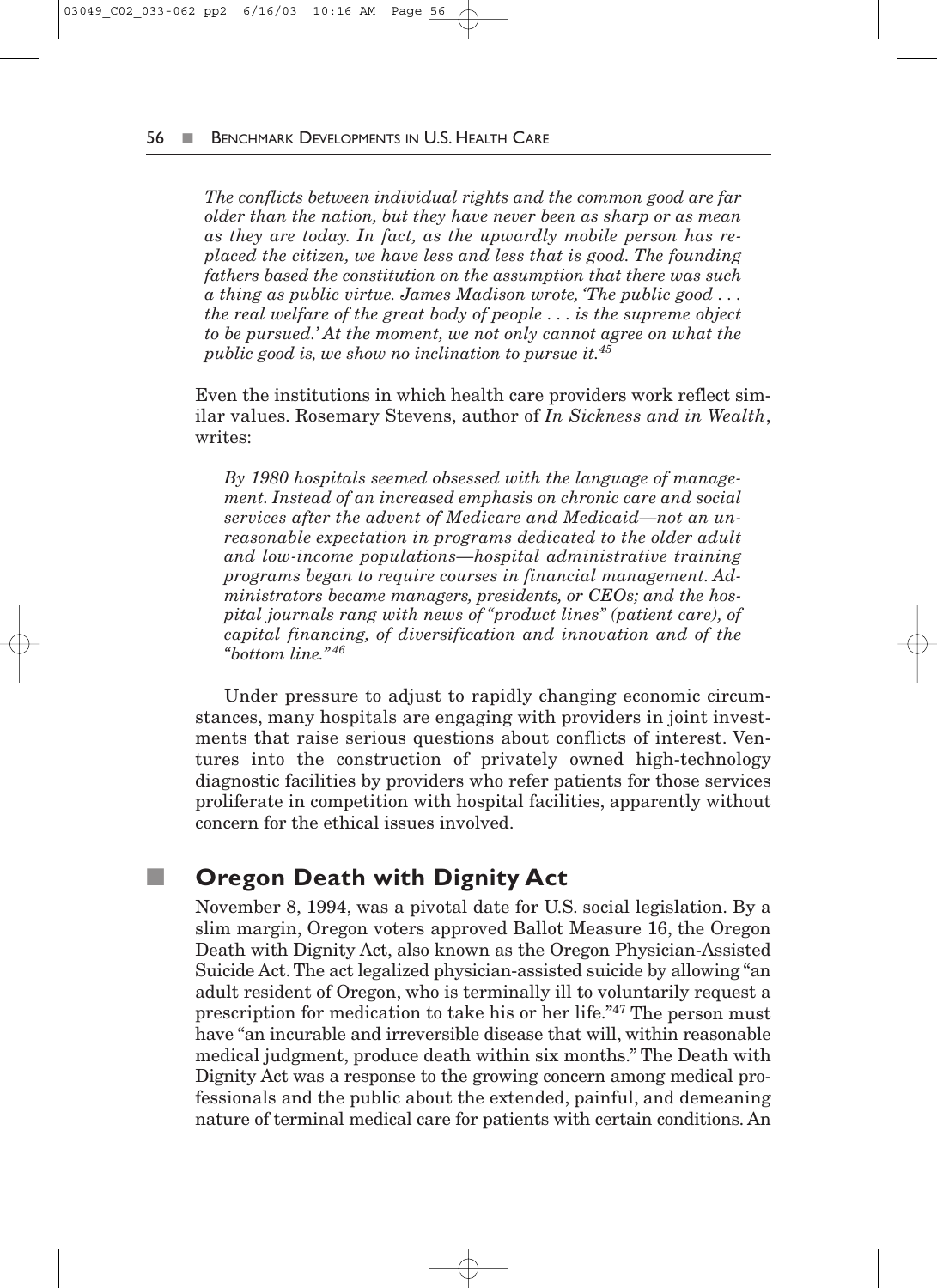*The conflicts between individual rights and the common good are far older than the nation, but they have never been as sharp or as mean as they are today. In fact, as the upwardly mobile person has replaced the citizen, we have less and less that is good. The founding fathers based the constitution on the assumption that there was such a thing as public virtue. James Madison wrote, 'The public good . . . the real welfare of the great body of people . . . is the supreme object to be pursued.' At the moment, we not only cannot agree on what the public good is, we show no inclination to pursue it.*[45]

Even the institutions in which health care providers work reflect similar values. Rosemary Stevens, author of *In Sickness and in Wealth*, writes:

*By 1980 hospitals seemed obsessed with the language of management. Instead of an increased emphasis on chronic care and social services after the advent of Medicare and Medicaid—not an unreasonable expectation in programs dedicated to the older adult and low-income populations—hospital administrative training programs began to require courses in financial management. Administrators became managers, presidents, or CEOs; and the hospital journals rang with news of "product lines" (patient care), of capital financing, of diversification and innovation and of the "bottom line."*[46]

Under pressure to adjust to rapidly changing economic circumstances, many hospitals are engaging with providers in joint investments that raise serious questions about conflicts of interest. Ventures into the construction of privately owned high-technology diagnostic facilities by providers who refer patients for those services proliferate in competition with hospital facilities, apparently without concern for the ethical issues involved.

## Oregon Death with Dignity Act

November 8, 1994, was a pivotal date for U.S. social legislation. By a slim margin, Oregon voters approved Ballot Measure 16, the Oregon Death with Dignity Act, also known as the Oregon Physician-Assisted Suicide Act. The act legalized physician-assisted suicide by allowing "an adult resident of Oregon, who is terminally ill to voluntarily request a prescription for medication to take his or her life."[47] The person must have "an incurable and irreversible disease that will, within reasonable medical judgment, produce death within six months." The Death with Dignity Act was a response to the growing concern among medical professionals and the public about the extended, painful, and demeaning nature of terminal medical care for patients with certain conditions. An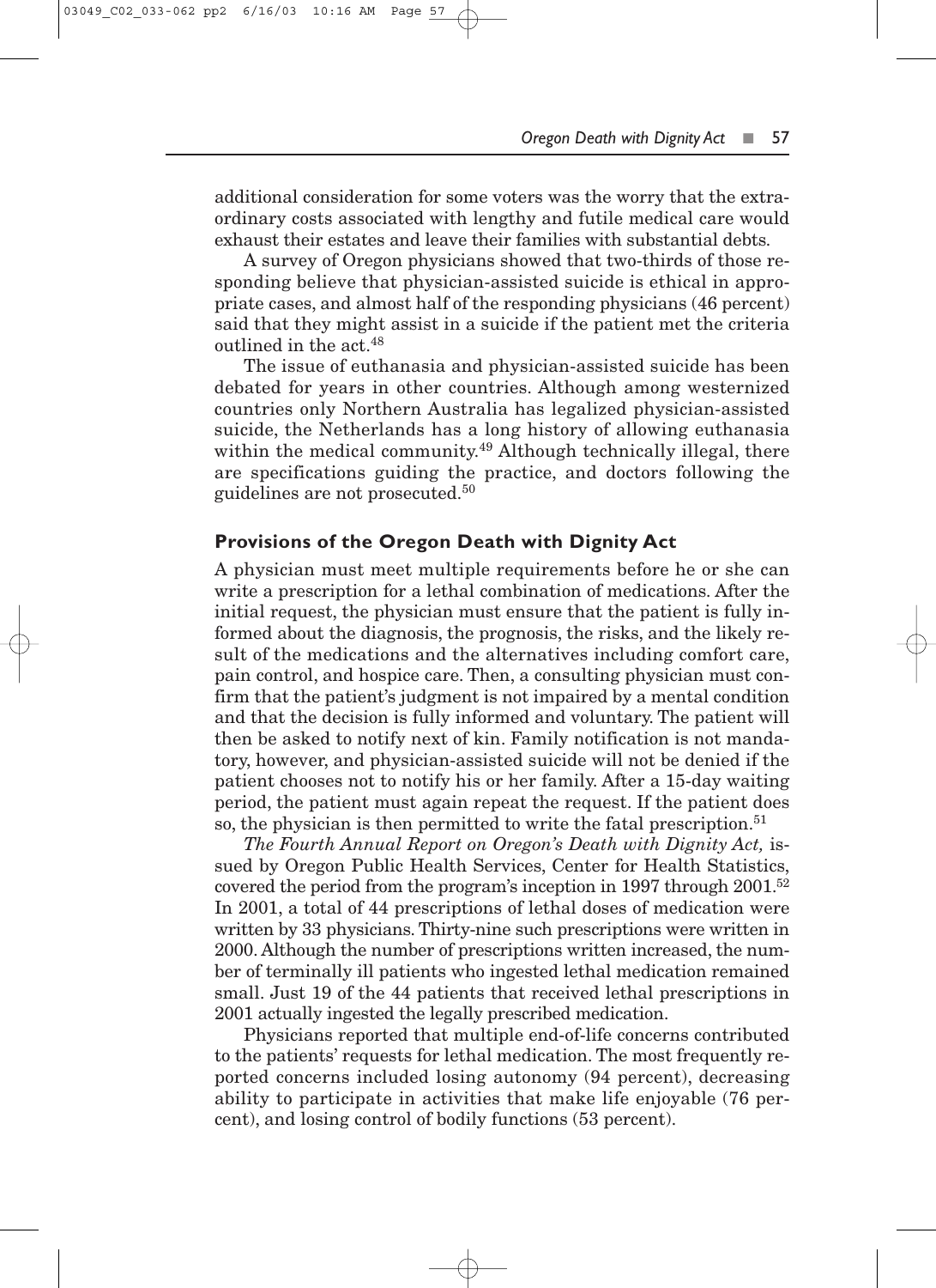additional consideration for some voters was the worry that the extraordinary costs associated with lengthy and futile medical care would exhaust their estates and leave their families with substantial debts.

A survey of Oregon physicians showed that two-thirds of those responding believe that physician-assisted suicide is ethical in appropriate cases, and almost half of the responding physicians (46 percent) said that they might assist in a suicide if the patient met the criteria outlined in the act.[48]

The issue of euthanasia and physician-assisted suicide has been debated for years in other countries. Although among westernized countries only Northern Australia has legalized physician-assisted suicide, the Netherlands has a long history of allowing euthanasia within the medical community.[49] Although technically illegal, there are specifications guiding the practice, and doctors following the guidelines are not prosecuted.[50]

### Provisions of the Oregon Death with Dignity Act

A physician must meet multiple requirements before he or she can write a prescription for a lethal combination of medications. After the initial request, the physician must ensure that the patient is fully informed about the diagnosis, the prognosis, the risks, and the likely result of the medications and the alternatives including comfort care, pain control, and hospice care. Then, a consulting physician must confirm that the patient's judgment is not impaired by a mental condition and that the decision is fully informed and voluntary. The patient will then be asked to notify next of kin. Family notification is not mandatory, however, and physician-assisted suicide will not be denied if the patient chooses not to notify his or her family. After a 15-day waiting period, the patient must again repeat the request. If the patient does so, the physician is then permitted to write the fatal prescription.[51]

*The Fourth Annual Report on Oregon's Death with Dignity Act,* issued by Oregon Public Health Services, Center for Health Statistics, covered the period from the program's inception in 1997 through 2001.[52] In 2001, a total of 44 prescriptions of lethal doses of medication were written by 33 physicians. Thirty-nine such prescriptions were written in 2000. Although the number of prescriptions written increased, the number of terminally ill patients who ingested lethal medication remained small. Just 19 of the 44 patients that received lethal prescriptions in 2001 actually ingested the legally prescribed medication.

Physicians reported that multiple end-of-life concerns contributed to the patients' requests for lethal medication. The most frequently reported concerns included losing autonomy (94 percent), decreasing ability to participate in activities that make life enjoyable (76 percent), and losing control of bodily functions (53 percent).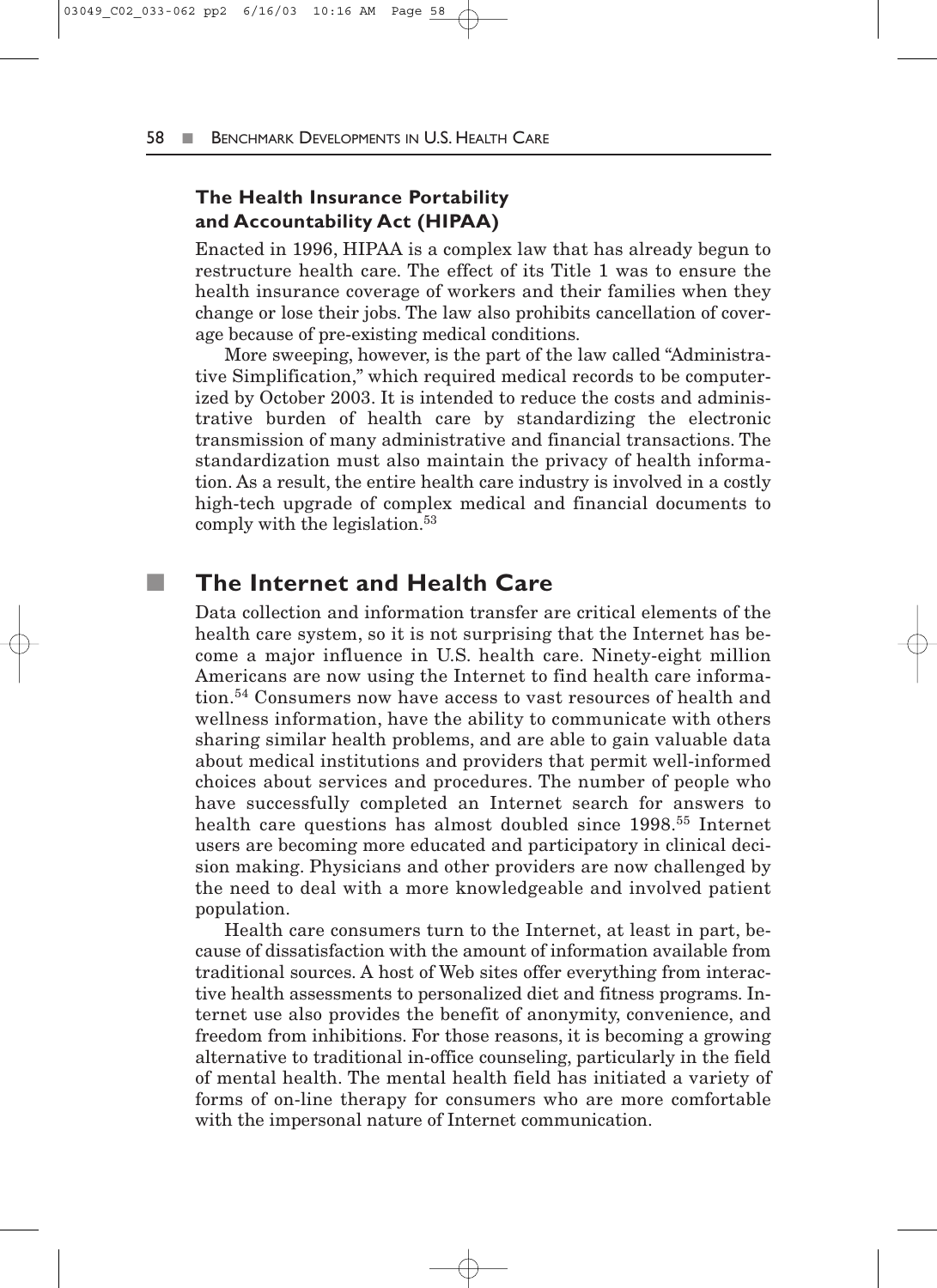### The Health Insurance Portability and Accountability Act (HIPAA)

Enacted in 1996, HIPAA is a complex law that has already begun to restructure health care. The effect of its Title 1 was to ensure the health insurance coverage of workers and their families when they change or lose their jobs. The law also prohibits cancellation of coverage because of pre-existing medical conditions.

More sweeping, however, is the part of the law called "Administrative Simplification," which required medical records to be computerized by October 2003. It is intended to reduce the costs and administrative burden of health care by standardizing the electronic transmission of many administrative and financial transactions. The standardization must also maintain the privacy of health information. As a result, the entire health care industry is involved in a costly high-tech upgrade of complex medical and financial documents to comply with the legislation.[53]

## The Internet and Health Care

Data collection and information transfer are critical elements of the health care system, so it is not surprising that the Internet has become a major influence in U.S. health care. Ninety-eight million Americans are now using the Internet to find health care information.[54] Consumers now have access to vast resources of health and wellness information, have the ability to communicate with others sharing similar health problems, and are able to gain valuable data about medical institutions and providers that permit well-informed choices about services and procedures. The number of people who have successfully completed an Internet search for answers to health care questions has almost doubled since 1998.[55] Internet users are becoming more educated and participatory in clinical decision making. Physicians and other providers are now challenged by the need to deal with a more knowledgeable and involved patient population.

Health care consumers turn to the Internet, at least in part, because of dissatisfaction with the amount of information available from traditional sources. A host of Web sites offer everything from interactive health assessments to personalized diet and fitness programs. Internet use also provides the benefit of anonymity, convenience, and freedom from inhibitions. For those reasons, it is becoming a growing alternative to traditional in-office counseling, particularly in the field of mental health. The mental health field has initiated a variety of forms of on-line therapy for consumers who are more comfortable with the impersonal nature of Internet communication.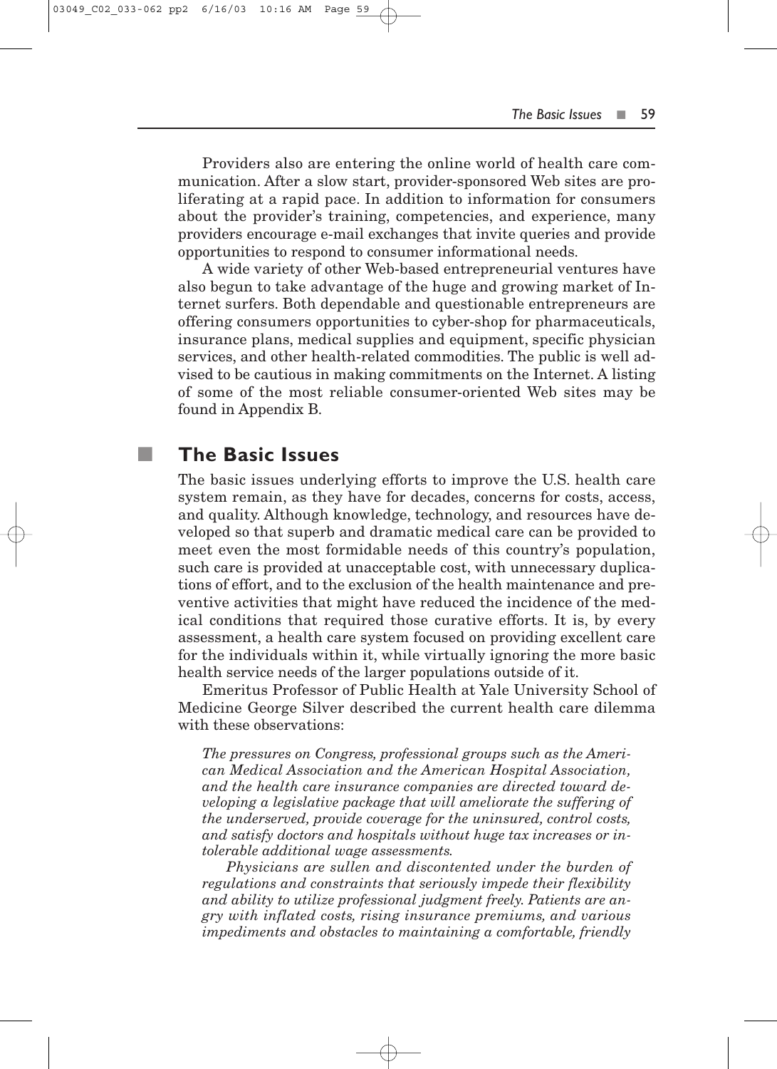Providers also are entering the online world of health care communication. After a slow start, provider-sponsored Web sites are proliferating at a rapid pace. In addition to information for consumers about the provider's training, competencies, and experience, many providers encourage e-mail exchanges that invite queries and provide opportunities to respond to consumer informational needs.

A wide variety of other Web-based entrepreneurial ventures have also begun to take advantage of the huge and growing market of Internet surfers. Both dependable and questionable entrepreneurs are offering consumers opportunities to cyber-shop for pharmaceuticals, insurance plans, medical supplies and equipment, specific physician services, and other health-related commodities. The public is well advised to be cautious in making commitments on the Internet. A listing of some of the most reliable consumer-oriented Web sites may be found in Appendix B.

## The Basic Issues

The basic issues underlying efforts to improve the U.S. health care system remain, as they have for decades, concerns for costs, access, and quality. Although knowledge, technology, and resources have developed so that superb and dramatic medical care can be provided to meet even the most formidable needs of this country's population, such care is provided at unacceptable cost, with unnecessary duplications of effort, and to the exclusion of the health maintenance and preventive activities that might have reduced the incidence of the medical conditions that required those curative efforts. It is, by every assessment, a health care system focused on providing excellent care for the individuals within it, while virtually ignoring the more basic health service needs of the larger populations outside of it.

Emeritus Professor of Public Health at Yale University School of Medicine George Silver described the current health care dilemma with these observations:

> *The pressures on Congress, professional groups such as the American Medical Association and the American Hospital Association, and the health care insurance companies are directed toward developing a legislative package that will ameliorate the suffering of the underserved, provide coverage for the uninsured, control costs, and satisfy doctors and hospitals without huge tax increases or intolerable additional wage assessments.*
>
> *Physicians are sullen and discontented under the burden of regulations and constraints that seriously impede their flexibility and ability to utilize professional judgment freely. Patients are angry with inflated costs, rising insurance premiums, and various impediments and obstacles to maintaining a comfortable, friendly*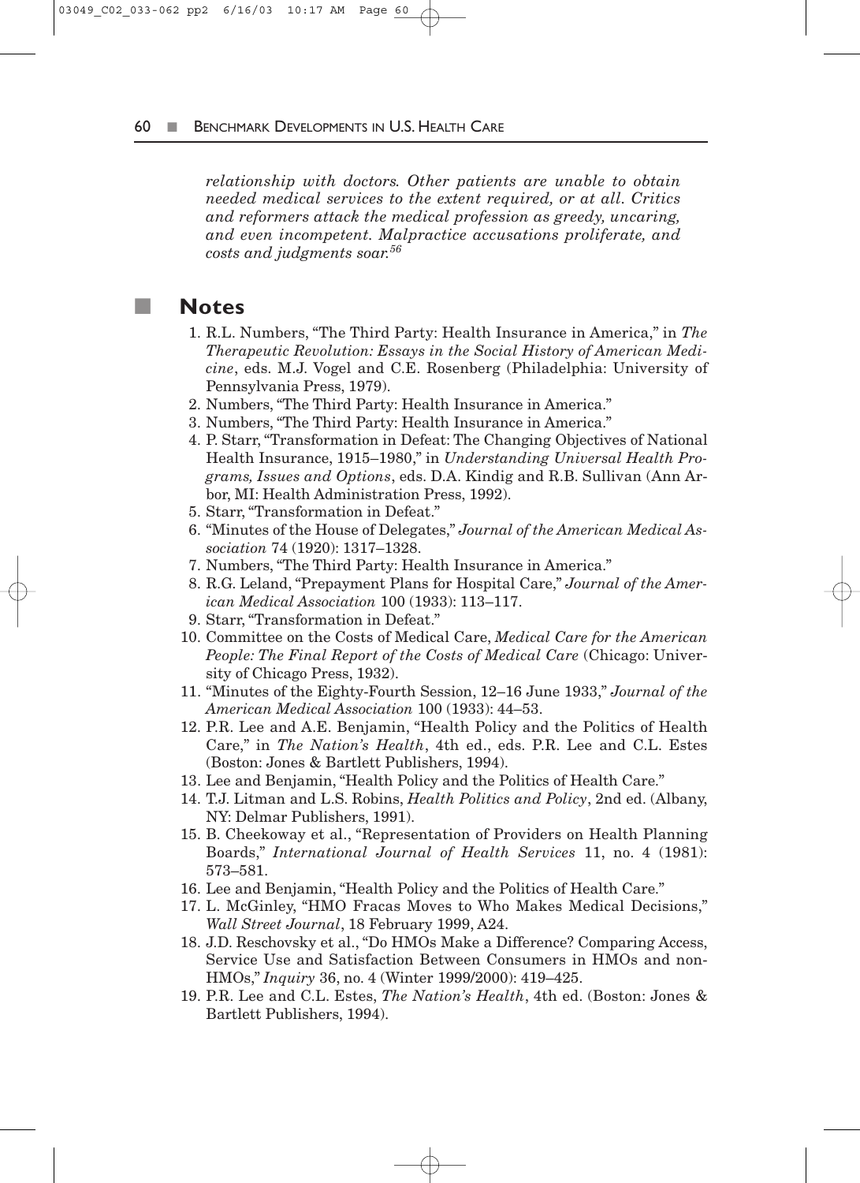*relationship with doctors. Other patients are unable to obtain needed medical services to the extent required, or at all. Critics and reformers attack the medical profession as greedy, uncaring, and even incompetent. Malpractice accusations proliferate, and costs and judgments soar.*[56]

## Notes

1. R.L. Numbers, "The Third Party: Health Insurance in America," in *The Therapeutic Revolution: Essays in the Social History of American Medicine*, eds. M.J. Vogel and C.E. Rosenberg (Philadelphia: University of Pennsylvania Press, 1979).
2. Numbers, "The Third Party: Health Insurance in America."
3. Numbers, "The Third Party: Health Insurance in America."
4. P. Starr, "Transformation in Defeat: The Changing Objectives of National Health Insurance, 1915–1980," in *Understanding Universal Health Programs, Issues and Options*, eds. D.A. Kindig and R.B. Sullivan (Ann Arbor, MI: Health Administration Press, 1992).
5. Starr, "Transformation in Defeat."
6. "Minutes of the House of Delegates," *Journal of the American Medical Association* 74 (1920): 1317–1328.
7. Numbers, "The Third Party: Health Insurance in America."
8. R.G. Leland, "Prepayment Plans for Hospital Care," *Journal of the American Medical Association* 100 (1933): 113–117.
9. Starr, "Transformation in Defeat."
10. Committee on the Costs of Medical Care, *Medical Care for the American People: The Final Report of the Costs of Medical Care* (Chicago: University of Chicago Press, 1932).
11. "Minutes of the Eighty-Fourth Session, 12–16 June 1933," *Journal of the American Medical Association* 100 (1933): 44–53.
12. P.R. Lee and A.E. Benjamin, "Health Policy and the Politics of Health Care," in *The Nation's Health*, 4th ed., eds. P.R. Lee and C.L. Estes (Boston: Jones & Bartlett Publishers, 1994).
13. Lee and Benjamin, "Health Policy and the Politics of Health Care."
14. T.J. Litman and L.S. Robins, *Health Politics and Policy*, 2nd ed. (Albany, NY: Delmar Publishers, 1991).
15. B. Cheekoway et al., "Representation of Providers on Health Planning Boards," *International Journal of Health Services* 11, no. 4 (1981): 573–581.
16. Lee and Benjamin, "Health Policy and the Politics of Health Care."
17. L. McGinley, "HMO Fracas Moves to Who Makes Medical Decisions," *Wall Street Journal*, 18 February 1999, A24.
18. J.D. Reschovsky et al., "Do HMOs Make a Difference? Comparing Access, Service Use and Satisfaction Between Consumers in HMOs and non-HMOs," *Inquiry* 36, no. 4 (Winter 1999/2000): 419–425.
19. P.R. Lee and C.L. Estes, *The Nation's Health*, 4th ed. (Boston: Jones & Bartlett Publishers, 1994).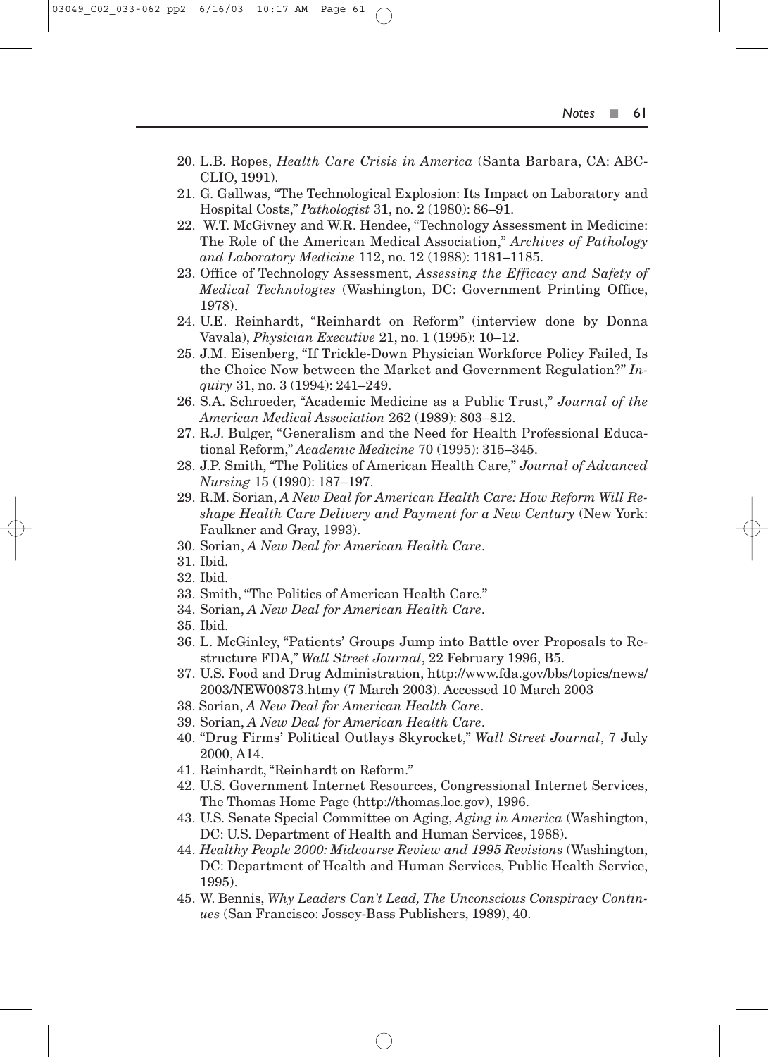20. L.B. Ropes, *Health Care Crisis in America* (Santa Barbara, CA: ABC-CLIO, 1991).
21. G. Gallwas, "The Technological Explosion: Its Impact on Laboratory and Hospital Costs," *Pathologist* 31, no. 2 (1980): 86–91.
22. W.T. McGivney and W.R. Hendee, "Technology Assessment in Medicine: The Role of the American Medical Association," *Archives of Pathology and Laboratory Medicine* 112, no. 12 (1988): 1181–1185.
23. Office of Technology Assessment, *Assessing the Efficacy and Safety of Medical Technologies* (Washington, DC: Government Printing Office, 1978).
24. U.E. Reinhardt, "Reinhardt on Reform" (interview done by Donna Vavala), *Physician Executive* 21, no. 1 (1995): 10–12.
25. J.M. Eisenberg, "If Trickle-Down Physician Workforce Policy Failed, Is the Choice Now between the Market and Government Regulation?" *Inquiry* 31, no. 3 (1994): 241–249.
26. S.A. Schroeder, "Academic Medicine as a Public Trust," *Journal of the American Medical Association* 262 (1989): 803–812.
27. R.J. Bulger, "Generalism and the Need for Health Professional Educational Reform," *Academic Medicine* 70 (1995): 315–345.
28. J.P. Smith, "The Politics of American Health Care," *Journal of Advanced Nursing* 15 (1990): 187–197.
29. R.M. Sorian, *A New Deal for American Health Care: How Reform Will Reshape Health Care Delivery and Payment for a New Century* (New York: Faulkner and Gray, 1993).
30. Sorian, *A New Deal for American Health Care*.
31. Ibid.
32. Ibid.
33. Smith, "The Politics of American Health Care."
34. Sorian, *A New Deal for American Health Care*.
35. Ibid.
36. L. McGinley, "Patients' Groups Jump into Battle over Proposals to Restructure FDA," *Wall Street Journal*, 22 February 1996, B5.
37. U.S. Food and Drug Administration, http://www.fda.gov/bbs/topics/news/2003/NEW00873.htmy (7 March 2003). Accessed 10 March 2003
38. Sorian, *A New Deal for American Health Care*.
39. Sorian, *A New Deal for American Health Care*.
40. "Drug Firms' Political Outlays Skyrocket," *Wall Street Journal*, 7 July 2000, A14.
41. Reinhardt, "Reinhardt on Reform."
42. U.S. Government Internet Resources, Congressional Internet Services, The Thomas Home Page (http://thomas.loc.gov), 1996.
43. U.S. Senate Special Committee on Aging, *Aging in America* (Washington, DC: U.S. Department of Health and Human Services, 1988).
44. *Healthy People 2000: Midcourse Review and 1995 Revisions* (Washington, DC: Department of Health and Human Services, Public Health Service, 1995).
45. W. Bennis, *Why Leaders Can't Lead, The Unconscious Conspiracy Continues* (San Francisco: Jossey-Bass Publishers, 1989), 40.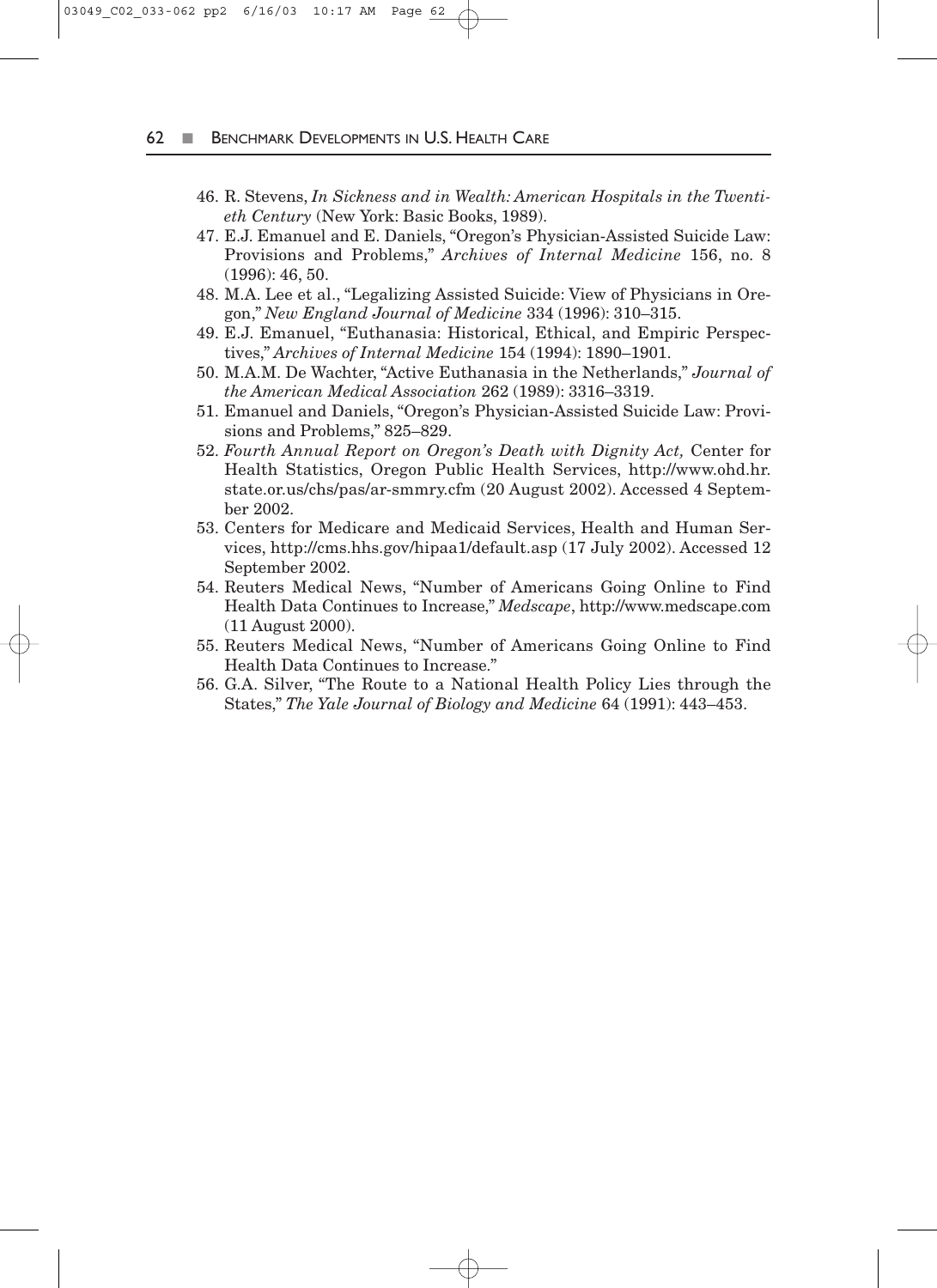46. R. Stevens, *In Sickness and in Wealth: American Hospitals in the Twentieth Century* (New York: Basic Books, 1989).
47. E.J. Emanuel and E. Daniels, "Oregon's Physician-Assisted Suicide Law: Provisions and Problems," *Archives of Internal Medicine* 156, no. 8 (1996): 46, 50.
48. M.A. Lee et al., "Legalizing Assisted Suicide: View of Physicians in Oregon," *New England Journal of Medicine* 334 (1996): 310–315.
49. E.J. Emanuel, "Euthanasia: Historical, Ethical, and Empiric Perspectives," *Archives of Internal Medicine* 154 (1994): 1890–1901.
50. M.A.M. De Wachter, "Active Euthanasia in the Netherlands," *Journal of the American Medical Association* 262 (1989): 3316–3319.
51. Emanuel and Daniels, "Oregon's Physician-Assisted Suicide Law: Provisions and Problems," 825–829.
52. *Fourth Annual Report on Oregon's Death with Dignity Act,* Center for Health Statistics, Oregon Public Health Services, http://www.ohd.hr.state.or.us/chs/pas/ar-smmry.cfm (20 August 2002). Accessed 4 September 2002.
53. Centers for Medicare and Medicaid Services, Health and Human Services, http://cms.hhs.gov/hipaa1/default.asp (17 July 2002). Accessed 12 September 2002.
54. Reuters Medical News, "Number of Americans Going Online to Find Health Data Continues to Increase," *Medscape*, http://www.medscape.com (11 August 2000).
55. Reuters Medical News, "Number of Americans Going Online to Find Health Data Continues to Increase."
56. G.A. Silver, "The Route to a National Health Policy Lies through the States," *The Yale Journal of Biology and Medicine* 64 (1991): 443–453.